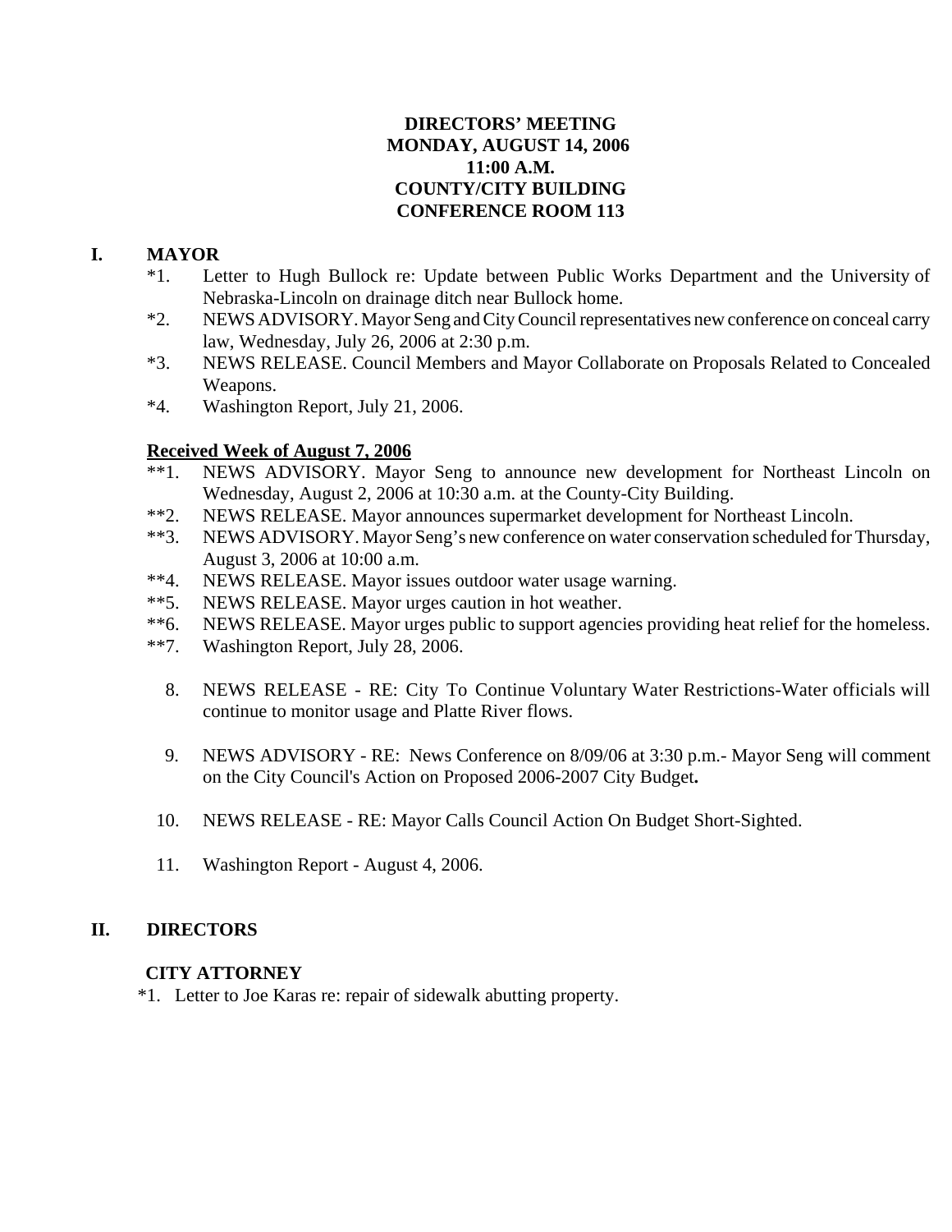**DIRECTORS' MEETING**
**MONDAY, AUGUST 14, 2006**
**11:00 A.M.**
**COUNTY/CITY BUILDING**
**CONFERENCE ROOM 113**

## I. MAYOR

*1. Letter to Hugh Bullock re: Update between Public Works Department and the University of Nebraska-Lincoln on drainage ditch near Bullock home.

*2. NEWS ADVISORY. Mayor Seng and City Council representatives new conference on conceal carry law, Wednesday, July 26, 2006 at 2:30 p.m.

*3. NEWS RELEASE. Council Members and Mayor Collaborate on Proposals Related to Concealed Weapons.

*4. Washington Report, July 21, 2006.

**Received Week of August 7, 2006**

**1. NEWS ADVISORY. Mayor Seng to announce new development for Northeast Lincoln on Wednesday, August 2, 2006 at 10:30 a.m. at the County-City Building.

**2. NEWS RELEASE. Mayor announces supermarket development for Northeast Lincoln.

**3. NEWS ADVISORY. Mayor Seng's new conference on water conservation scheduled for Thursday, August 3, 2006 at 10:00 a.m.

**4. NEWS RELEASE. Mayor issues outdoor water usage warning.

**5. NEWS RELEASE. Mayor urges caution in hot weather.

**6. NEWS RELEASE. Mayor urges public to support agencies providing heat relief for the homeless.

**7. Washington Report, July 28, 2006.

8. NEWS RELEASE - RE: City To Continue Voluntary Water Restrictions-Water officials will continue to monitor usage and Platte River flows.

9. NEWS ADVISORY - RE: News Conference on 8/09/06 at 3:30 p.m.- Mayor Seng will comment on the City Council's Action on Proposed 2006-2007 City Budget**.**

10. NEWS RELEASE - RE: Mayor Calls Council Action On Budget Short-Sighted.

11. Washington Report - August 4, 2006.

## II. DIRECTORS

### CITY ATTORNEY

*1. Letter to Joe Karas re: repair of sidewalk abutting property.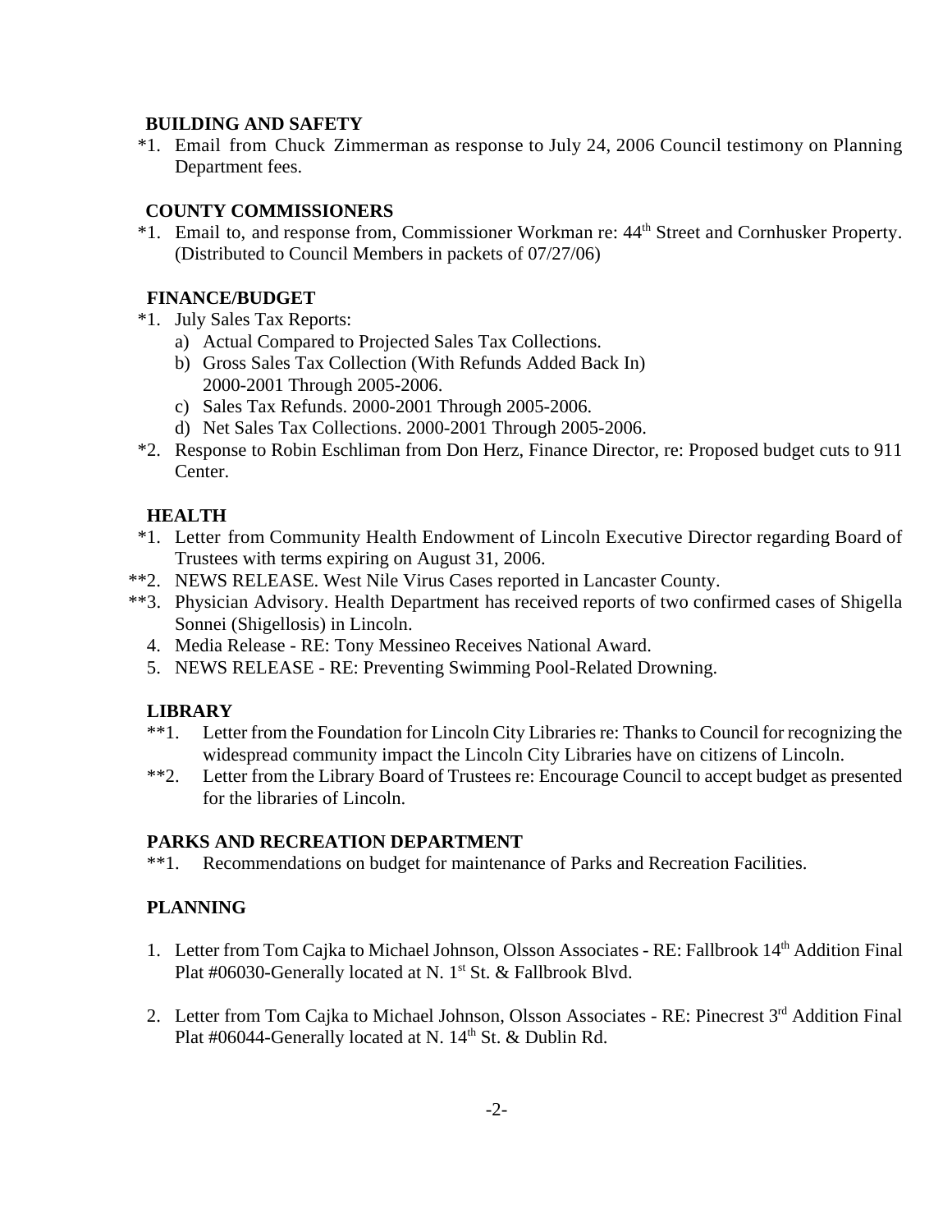**BUILDING AND SAFETY**

*1. Email from Chuck Zimmerman as response to July 24, 2006 Council testimony on Planning Department fees.

**COUNTY COMMISSIONERS**

*1. Email to, and response from, Commissioner Workman re: 44th Street and Cornhusker Property. (Distributed to Council Members in packets of 07/27/06)

**FINANCE/BUDGET**

*1. July Sales Tax Reports:
   a) Actual Compared to Projected Sales Tax Collections.
   b) Gross Sales Tax Collection (With Refunds Added Back In) 2000-2001 Through 2005-2006.
   c) Sales Tax Refunds. 2000-2001 Through 2005-2006.
   d) Net Sales Tax Collections. 2000-2001 Through 2005-2006.

*2. Response to Robin Eschliman from Don Herz, Finance Director, re: Proposed budget cuts to 911 Center.

**HEALTH**

*1. Letter from Community Health Endowment of Lincoln Executive Director regarding Board of Trustees with terms expiring on August 31, 2006.

**2. NEWS RELEASE. West Nile Virus Cases reported in Lancaster County.

**3. Physician Advisory. Health Department has received reports of two confirmed cases of Shigella Sonnei (Shigellosis) in Lincoln.

4. Media Release - RE: Tony Messineo Receives National Award.

5. NEWS RELEASE - RE: Preventing Swimming Pool-Related Drowning.

**LIBRARY**

**1. Letter from the Foundation for Lincoln City Libraries re: Thanks to Council for recognizing the widespread community impact the Lincoln City Libraries have on citizens of Lincoln.

**2. Letter from the Library Board of Trustees re: Encourage Council to accept budget as presented for the libraries of Lincoln.

**PARKS AND RECREATION DEPARTMENT**

**1. Recommendations on budget for maintenance of Parks and Recreation Facilities.

**PLANNING**

1. Letter from Tom Cajka to Michael Johnson, Olsson Associates - RE: Fallbrook 14th Addition Final Plat #06030-Generally located at N. 1st St. & Fallbrook Blvd.

2. Letter from Tom Cajka to Michael Johnson, Olsson Associates - RE: Pinecrest 3rd Addition Final Plat #06044-Generally located at N. 14th St. & Dublin Rd.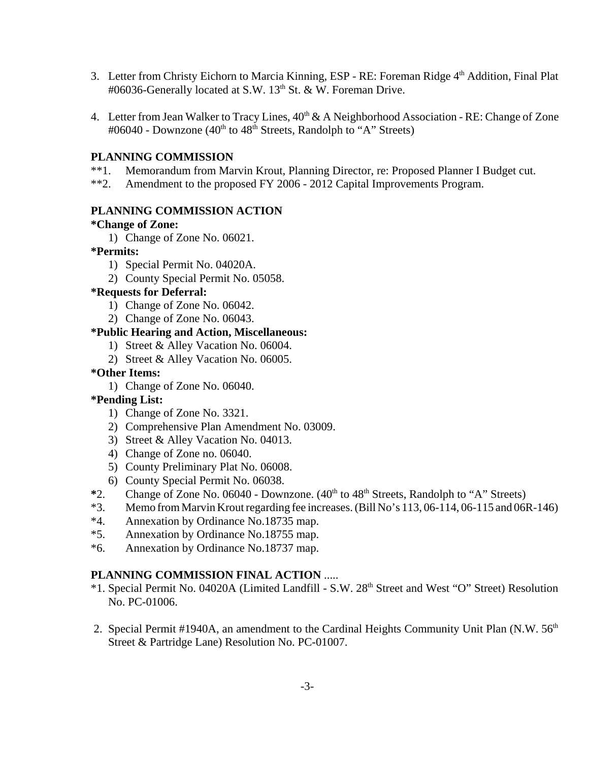3. Letter from Christy Eichorn to Marcia Kinning, ESP - RE: Foreman Ridge 4th Addition, Final Plat #06036-Generally located at S.W. 13th St. & W. Foreman Drive.

4. Letter from Jean Walker to Tracy Lines, 40th & A Neighborhood Association - RE: Change of Zone #06040 - Downzone (40th to 48th Streets, Randolph to "A" Streets)

**PLANNING COMMISSION**

**1. Memorandum from Marvin Krout, Planning Director, re: Proposed Planner I Budget cut.
**2. Amendment to the proposed FY 2006 - 2012 Capital Improvements Program.

**PLANNING COMMISSION ACTION**

***Change of Zone:**
1) Change of Zone No. 06021.

***Permits:**
1) Special Permit No. 04020A.
2) County Special Permit No. 05058.

***Requests for Deferral:**
1) Change of Zone No. 06042.
2) Change of Zone No. 06043.

***Public Hearing and Action, Miscellaneous:**
1) Street & Alley Vacation No. 06004.
2) Street & Alley Vacation No. 06005.

***Other Items:**
1) Change of Zone No. 06040.

***Pending List:**
1) Change of Zone No. 3321.
2) Comprehensive Plan Amendment No. 03009.
3) Street & Alley Vacation No. 04013.
4) Change of Zone no. 06040.
5) County Preliminary Plat No. 06008.
6) County Special Permit No. 06038.

*2. Change of Zone No. 06040 - Downzone. (40th to 48th Streets, Randolph to "A" Streets)
*3. Memo from Marvin Krout regarding fee increases. (Bill No's 113, 06-114, 06-115 and 06R-146)
*4. Annexation by Ordinance No.18735 map.
*5. Annexation by Ordinance No.18755 map.
*6. Annexation by Ordinance No.18737 map.

**PLANNING COMMISSION FINAL ACTION** .....

*1. Special Permit No. 04020A (Limited Landfill - S.W. 28th Street and West "O" Street) Resolution No. PC-01006.

2. Special Permit #1940A, an amendment to the Cardinal Heights Community Unit Plan (N.W. 56th Street & Partridge Lane) Resolution No. PC-01007.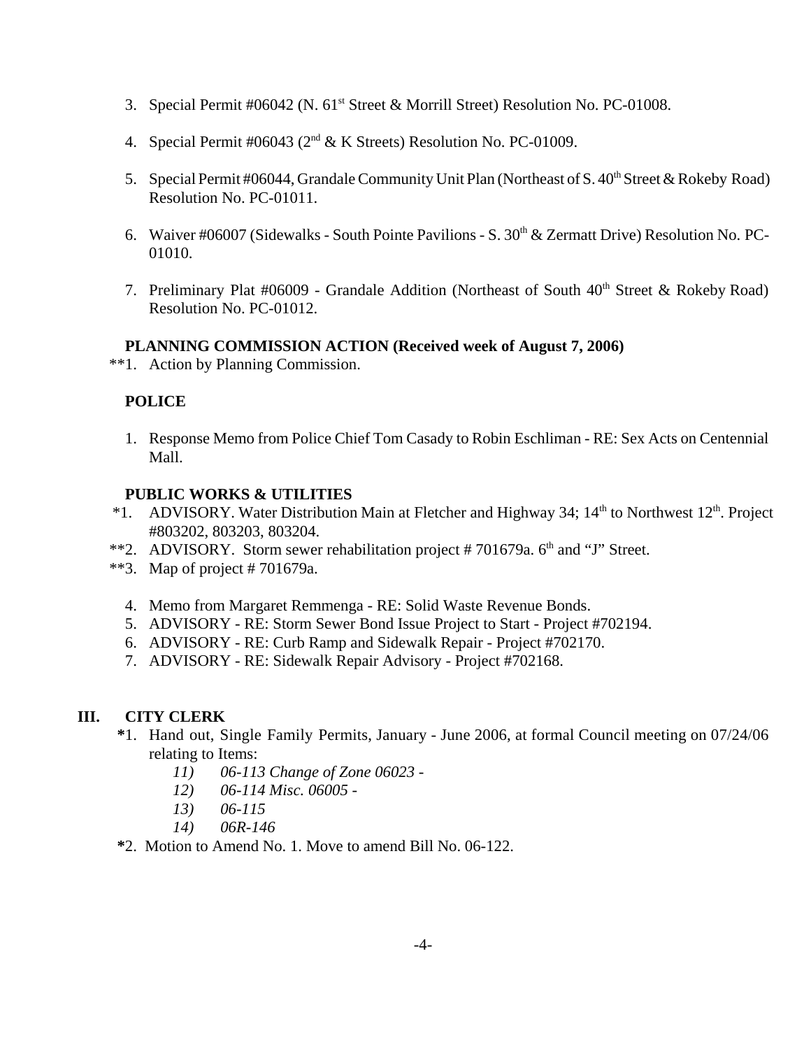3. Special Permit #06042 (N. 61st Street & Morrill Street) Resolution No. PC-01008.

4. Special Permit #06043 (2nd & K Streets) Resolution No. PC-01009.

5. Special Permit #06044, Grandale Community Unit Plan (Northeast of S. 40th Street & Rokeby Road) Resolution No. PC-01011.

6. Waiver #06007 (Sidewalks - South Pointe Pavilions - S. 30th & Zermatt Drive) Resolution No. PC-01010.

7. Preliminary Plat #06009 - Grandale Addition (Northeast of South 40th Street & Rokeby Road) Resolution No. PC-01012.

**PLANNING COMMISSION ACTION (Received week of August 7, 2006)**

**1. Action by Planning Commission.

**POLICE**

1. Response Memo from Police Chief Tom Casady to Robin Eschliman - RE: Sex Acts on Centennial Mall.

**PUBLIC WORKS & UTILITIES**

*1. ADVISORY. Water Distribution Main at Fletcher and Highway 34; 14th to Northwest 12th. Project #803202, 803203, 803204.
**2. ADVISORY. Storm sewer rehabilitation project # 701679a. 6th and "J" Street.
**3. Map of project # 701679a.

4. Memo from Margaret Remmenga - RE: Solid Waste Revenue Bonds.
5. ADVISORY - RE: Storm Sewer Bond Issue Project to Start - Project #702194.
6. ADVISORY - RE: Curb Ramp and Sidewalk Repair - Project #702170.
7. ADVISORY - RE: Sidewalk Repair Advisory - Project #702168.

## III. CITY CLERK

*1. Hand out, Single Family Permits, January - June 2006, at formal Council meeting on 07/24/06 relating to Items:

*11) 06-113 Change of Zone 06023 -*
*12) 06-114 Misc. 06005 -*
*13) 06-115*
*14) 06R-146*

*2. Motion to Amend No. 1. Move to amend Bill No. 06-122.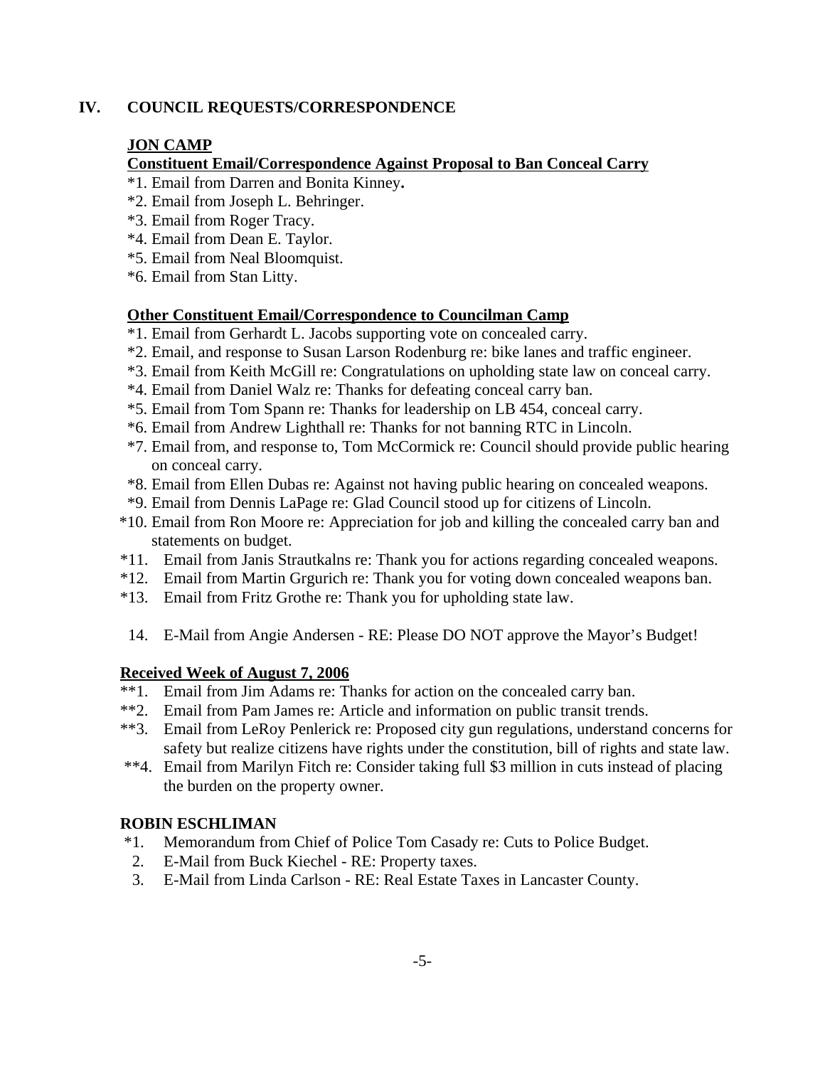## IV. COUNCIL REQUESTS/CORRESPONDENCE

### JON CAMP

**Constituent Email/Correspondence Against Proposal to Ban Conceal Carry**

*1. Email from Darren and Bonita Kinney**.**
*2. Email from Joseph L. Behringer.
*3. Email from Roger Tracy.
*4. Email from Dean E. Taylor.
*5. Email from Neal Bloomquist.
*6. Email from Stan Litty.

**Other Constituent Email/Correspondence to Councilman Camp**

*1. Email from Gerhardt L. Jacobs supporting vote on concealed carry.
*2. Email, and response to Susan Larson Rodenburg re: bike lanes and traffic engineer.
*3. Email from Keith McGill re: Congratulations on upholding state law on conceal carry.
*4. Email from Daniel Walz re: Thanks for defeating conceal carry ban.
*5. Email from Tom Spann re: Thanks for leadership on LB 454, conceal carry.
*6. Email from Andrew Lighthall re: Thanks for not banning RTC in Lincoln.
*7. Email from, and response to, Tom McCormick re: Council should provide public hearing on conceal carry.
*8. Email from Ellen Dubas re: Against not having public hearing on concealed weapons.
*9. Email from Dennis LaPage re: Glad Council stood up for citizens of Lincoln.
*10. Email from Ron Moore re: Appreciation for job and killing the concealed carry ban and statements on budget.
*11. Email from Janis Strautkalns re: Thank you for actions regarding concealed weapons.
*12. Email from Martin Grgurich re: Thank you for voting down concealed weapons ban.
*13. Email from Fritz Grothe re: Thank you for upholding state law.

14. E-Mail from Angie Andersen - RE: Please DO NOT approve the Mayor's Budget!

**Received Week of August 7, 2006**

**1. Email from Jim Adams re: Thanks for action on the concealed carry ban.
**2. Email from Pam James re: Article and information on public transit trends.
**3. Email from LeRoy Penlerick re: Proposed city gun regulations, understand concerns for safety but realize citizens have rights under the constitution, bill of rights and state law.
**4. Email from Marilyn Fitch re: Consider taking full $3 million in cuts instead of placing the burden on the property owner.

### ROBIN ESCHLIMAN

*1. Memorandum from Chief of Police Tom Casady re: Cuts to Police Budget.
2. E-Mail from Buck Kiechel - RE: Property taxes.
3. E-Mail from Linda Carlson - RE: Real Estate Taxes in Lancaster County.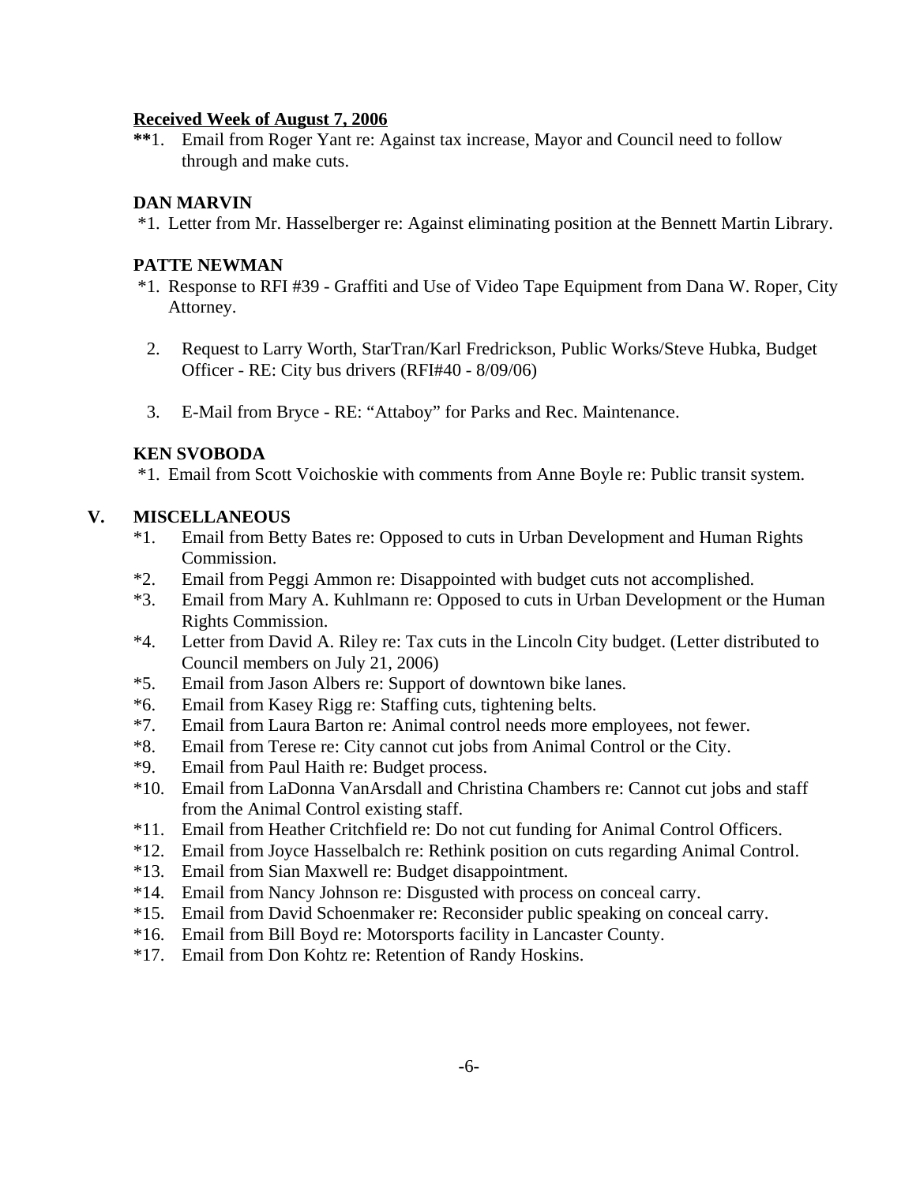**Received Week of August 7, 2006**

**\*\***1. Email from Roger Yant re: Against tax increase, Mayor and Council need to follow through and make cuts.

**DAN MARVIN**

*1. Letter from Mr. Hasselberger re: Against eliminating position at the Bennett Martin Library.

**PATTE NEWMAN**

*1. Response to RFI #39 - Graffiti and Use of Video Tape Equipment from Dana W. Roper, City Attorney.

2. Request to Larry Worth, StarTran/Karl Fredrickson, Public Works/Steve Hubka, Budget Officer - RE: City bus drivers (RFI#40 - 8/09/06)

3. E-Mail from Bryce - RE: "Attaboy" for Parks and Rec. Maintenance.

**KEN SVOBODA**

*1. Email from Scott Voichoskie with comments from Anne Boyle re: Public transit system.

## V. MISCELLANEOUS

*1. Email from Betty Bates re: Opposed to cuts in Urban Development and Human Rights Commission.
*2. Email from Peggi Ammon re: Disappointed with budget cuts not accomplished.
*3. Email from Mary A. Kuhlmann re: Opposed to cuts in Urban Development or the Human Rights Commission.
*4. Letter from David A. Riley re: Tax cuts in the Lincoln City budget. (Letter distributed to Council members on July 21, 2006)
*5. Email from Jason Albers re: Support of downtown bike lanes.
*6. Email from Kasey Rigg re: Staffing cuts, tightening belts.
*7. Email from Laura Barton re: Animal control needs more employees, not fewer.
*8. Email from Terese re: City cannot cut jobs from Animal Control or the City.
*9. Email from Paul Haith re: Budget process.
*10. Email from LaDonna VanArsdall and Christina Chambers re: Cannot cut jobs and staff from the Animal Control existing staff.
*11. Email from Heather Critchfield re: Do not cut funding for Animal Control Officers.
*12. Email from Joyce Hasselbalch re: Rethink position on cuts regarding Animal Control.
*13. Email from Sian Maxwell re: Budget disappointment.
*14. Email from Nancy Johnson re: Disgusted with process on conceal carry.
*15. Email from David Schoenmaker re: Reconsider public speaking on conceal carry.
*16. Email from Bill Boyd re: Motorsports facility in Lancaster County.
*17. Email from Don Kohtz re: Retention of Randy Hoskins.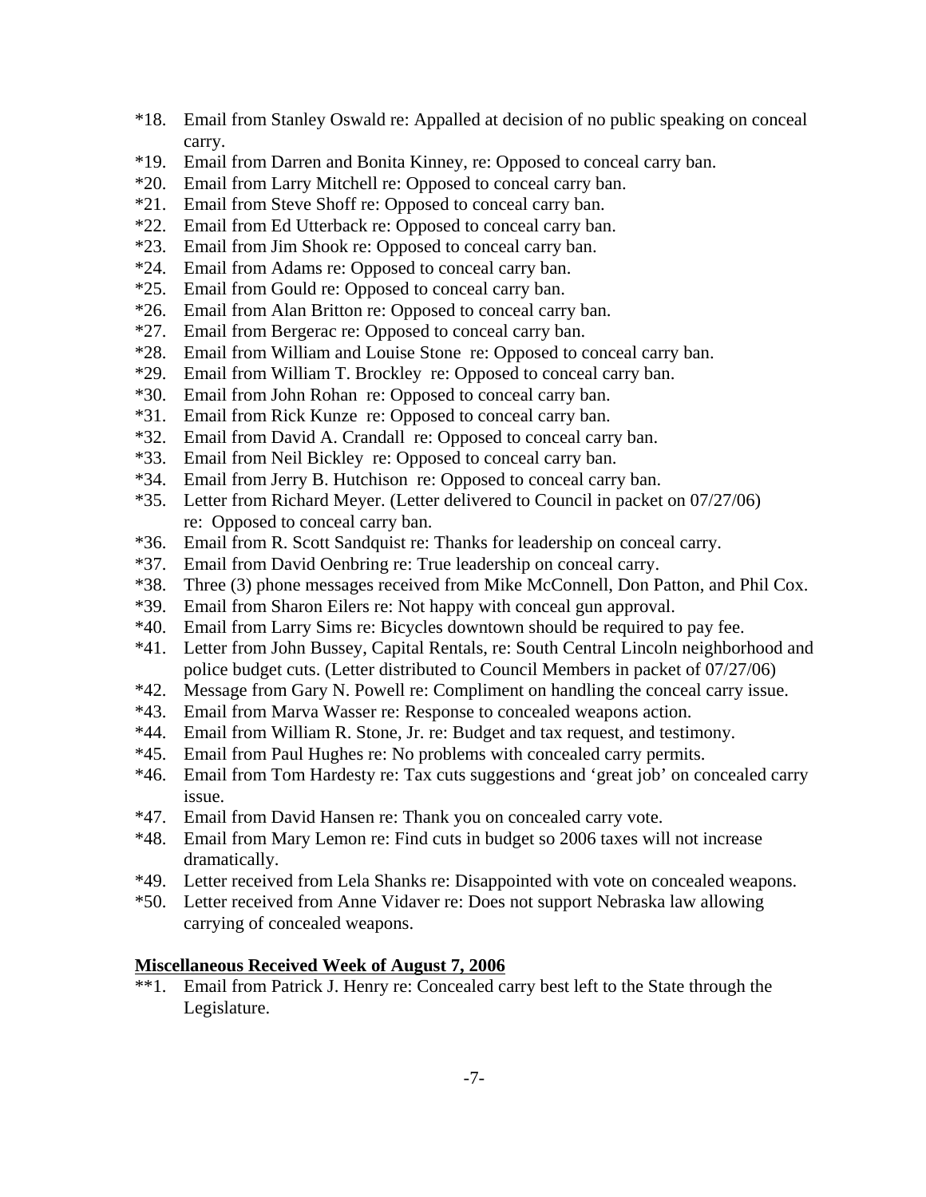*18. Email from Stanley Oswald re: Appalled at decision of no public speaking on conceal carry.

*19. Email from Darren and Bonita Kinney, re: Opposed to conceal carry ban.

*20. Email from Larry Mitchell re: Opposed to conceal carry ban.

*21. Email from Steve Shoff re: Opposed to conceal carry ban.

*22. Email from Ed Utterback re: Opposed to conceal carry ban.

*23. Email from Jim Shook re: Opposed to conceal carry ban.

*24. Email from Adams re: Opposed to conceal carry ban.

*25. Email from Gould re: Opposed to conceal carry ban.

*26. Email from Alan Britton re: Opposed to conceal carry ban.

*27. Email from Bergerac re: Opposed to conceal carry ban.

*28. Email from William and Louise Stone re: Opposed to conceal carry ban.

*29. Email from William T. Brockley re: Opposed to conceal carry ban.

*30. Email from John Rohan re: Opposed to conceal carry ban.

*31. Email from Rick Kunze re: Opposed to conceal carry ban.

*32. Email from David A. Crandall re: Opposed to conceal carry ban.

*33. Email from Neil Bickley re: Opposed to conceal carry ban.

*34. Email from Jerry B. Hutchison re: Opposed to conceal carry ban.

*35. Letter from Richard Meyer. (Letter delivered to Council in packet on 07/27/06) re: Opposed to conceal carry ban.

*36. Email from R. Scott Sandquist re: Thanks for leadership on conceal carry.

*37. Email from David Oenbring re: True leadership on conceal carry.

*38. Three (3) phone messages received from Mike McConnell, Don Patton, and Phil Cox.

*39. Email from Sharon Eilers re: Not happy with conceal gun approval.

*40. Email from Larry Sims re: Bicycles downtown should be required to pay fee.

*41. Letter from John Bussey, Capital Rentals, re: South Central Lincoln neighborhood and police budget cuts. (Letter distributed to Council Members in packet of 07/27/06)

*42. Message from Gary N. Powell re: Compliment on handling the conceal carry issue.

*43. Email from Marva Wasser re: Response to concealed weapons action.

*44. Email from William R. Stone, Jr. re: Budget and tax request, and testimony.

*45. Email from Paul Hughes re: No problems with concealed carry permits.

*46. Email from Tom Hardesty re: Tax cuts suggestions and 'great job' on concealed carry issue.

*47. Email from David Hansen re: Thank you on concealed carry vote.

*48. Email from Mary Lemon re: Find cuts in budget so 2006 taxes will not increase dramatically.

*49. Letter received from Lela Shanks re: Disappointed with vote on concealed weapons.

*50. Letter received from Anne Vidaver re: Does not support Nebraska law allowing carrying of concealed weapons.

**Miscellaneous Received Week of August 7, 2006**

**1. Email from Patrick J. Henry re: Concealed carry best left to the State through the Legislature.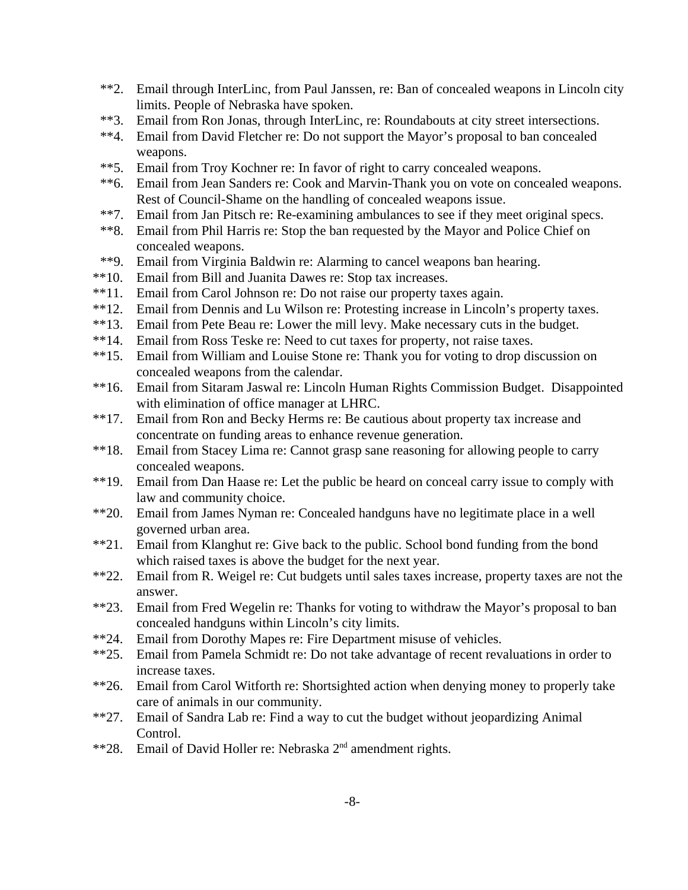**2. Email through InterLinc, from Paul Janssen, re: Ban of concealed weapons in Lincoln city limits. People of Nebraska have spoken.

**3. Email from Ron Jonas, through InterLinc, re: Roundabouts at city street intersections.

**4. Email from David Fletcher re: Do not support the Mayor's proposal to ban concealed weapons.

**5. Email from Troy Kochner re: In favor of right to carry concealed weapons.

**6. Email from Jean Sanders re: Cook and Marvin-Thank you on vote on concealed weapons. Rest of Council-Shame on the handling of concealed weapons issue.

**7. Email from Jan Pitsch re: Re-examining ambulances to see if they meet original specs.

**8. Email from Phil Harris re: Stop the ban requested by the Mayor and Police Chief on concealed weapons.

**9. Email from Virginia Baldwin re: Alarming to cancel weapons ban hearing.

**10. Email from Bill and Juanita Dawes re: Stop tax increases.

**11. Email from Carol Johnson re: Do not raise our property taxes again.

**12. Email from Dennis and Lu Wilson re: Protesting increase in Lincoln's property taxes.

**13. Email from Pete Beau re: Lower the mill levy. Make necessary cuts in the budget.

**14. Email from Ross Teske re: Need to cut taxes for property, not raise taxes.

**15. Email from William and Louise Stone re: Thank you for voting to drop discussion on concealed weapons from the calendar.

**16. Email from Sitaram Jaswal re: Lincoln Human Rights Commission Budget. Disappointed with elimination of office manager at LHRC.

**17. Email from Ron and Becky Herms re: Be cautious about property tax increase and concentrate on funding areas to enhance revenue generation.

**18. Email from Stacey Lima re: Cannot grasp sane reasoning for allowing people to carry concealed weapons.

**19. Email from Dan Haase re: Let the public be heard on conceal carry issue to comply with law and community choice.

**20. Email from James Nyman re: Concealed handguns have no legitimate place in a well governed urban area.

**21. Email from Klanghut re: Give back to the public. School bond funding from the bond which raised taxes is above the budget for the next year.

**22. Email from R. Weigel re: Cut budgets until sales taxes increase, property taxes are not the answer.

**23. Email from Fred Wegelin re: Thanks for voting to withdraw the Mayor's proposal to ban concealed handguns within Lincoln's city limits.

**24. Email from Dorothy Mapes re: Fire Department misuse of vehicles.

**25. Email from Pamela Schmidt re: Do not take advantage of recent revaluations in order to increase taxes.

**26. Email from Carol Witforth re: Shortsighted action when denying money to properly take care of animals in our community.

**27. Email of Sandra Lab re: Find a way to cut the budget without jeopardizing Animal Control.

**28. Email of David Holler re: Nebraska 2nd amendment rights.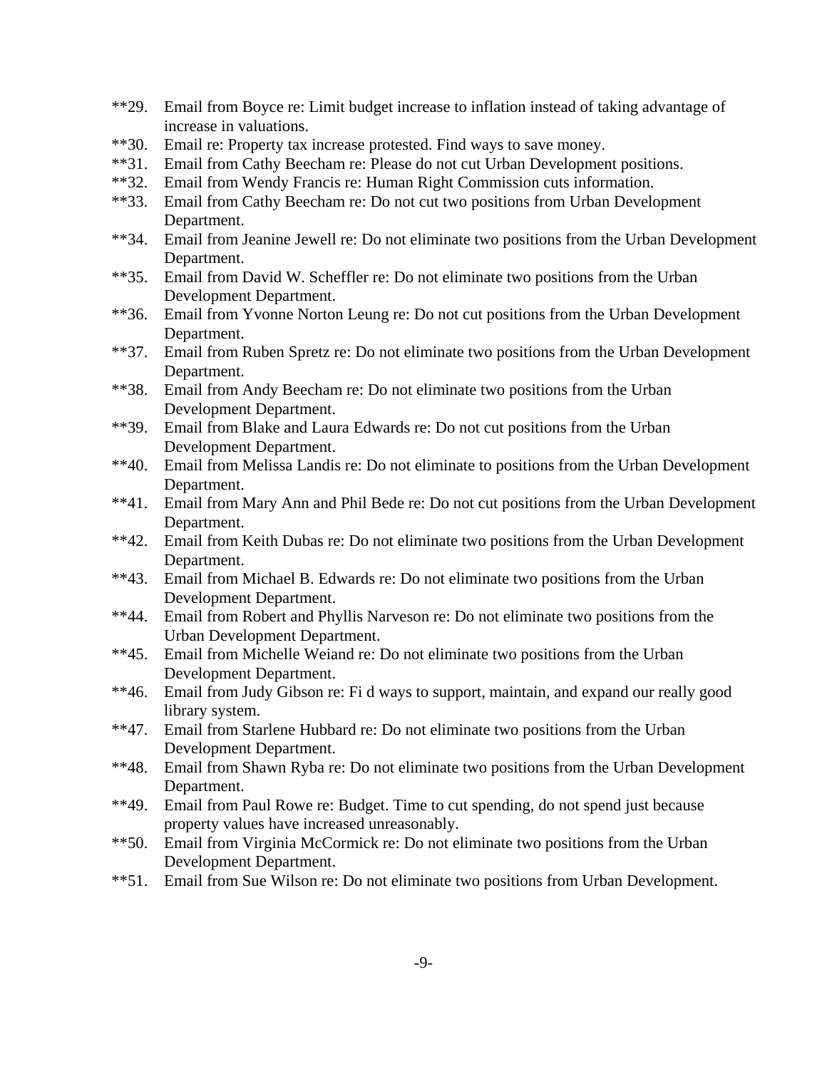**29. Email from Boyce re: Limit budget increase to inflation instead of taking advantage of increase in valuations.

**30. Email re: Property tax increase protested. Find ways to save money.

**31. Email from Cathy Beecham re: Please do not cut Urban Development positions.

**32. Email from Wendy Francis re: Human Right Commission cuts information.

**33. Email from Cathy Beecham re: Do not cut two positions from Urban Development Department.

**34. Email from Jeanine Jewell re: Do not eliminate two positions from the Urban Development Department.

**35. Email from David W. Scheffler re: Do not eliminate two positions from the Urban Development Department.

**36. Email from Yvonne Norton Leung re: Do not cut positions from the Urban Development Department.

**37. Email from Ruben Spretz re: Do not eliminate two positions from the Urban Development Department.

**38. Email from Andy Beecham re: Do not eliminate two positions from the Urban Development Department.

**39. Email from Blake and Laura Edwards re: Do not cut positions from the Urban Development Department.

**40. Email from Melissa Landis re: Do not eliminate to positions from the Urban Development Department.

**41. Email from Mary Ann and Phil Bede re: Do not cut positions from the Urban Development Department.

**42. Email from Keith Dubas re: Do not eliminate two positions from the Urban Development Department.

**43. Email from Michael B. Edwards re: Do not eliminate two positions from the Urban Development Department.

**44. Email from Robert and Phyllis Narveson re: Do not eliminate two positions from the Urban Development Department.

**45. Email from Michelle Weiand re: Do not eliminate two positions from the Urban Development Department.

**46. Email from Judy Gibson re: Fi d ways to support, maintain, and expand our really good library system.

**47. Email from Starlene Hubbard re: Do not eliminate two positions from the Urban Development Department.

**48. Email from Shawn Ryba re: Do not eliminate two positions from the Urban Development Department.

**49. Email from Paul Rowe re: Budget. Time to cut spending, do not spend just because property values have increased unreasonably.

**50. Email from Virginia McCormick re: Do not eliminate two positions from the Urban Development Department.

**51. Email from Sue Wilson re: Do not eliminate two positions from Urban Development.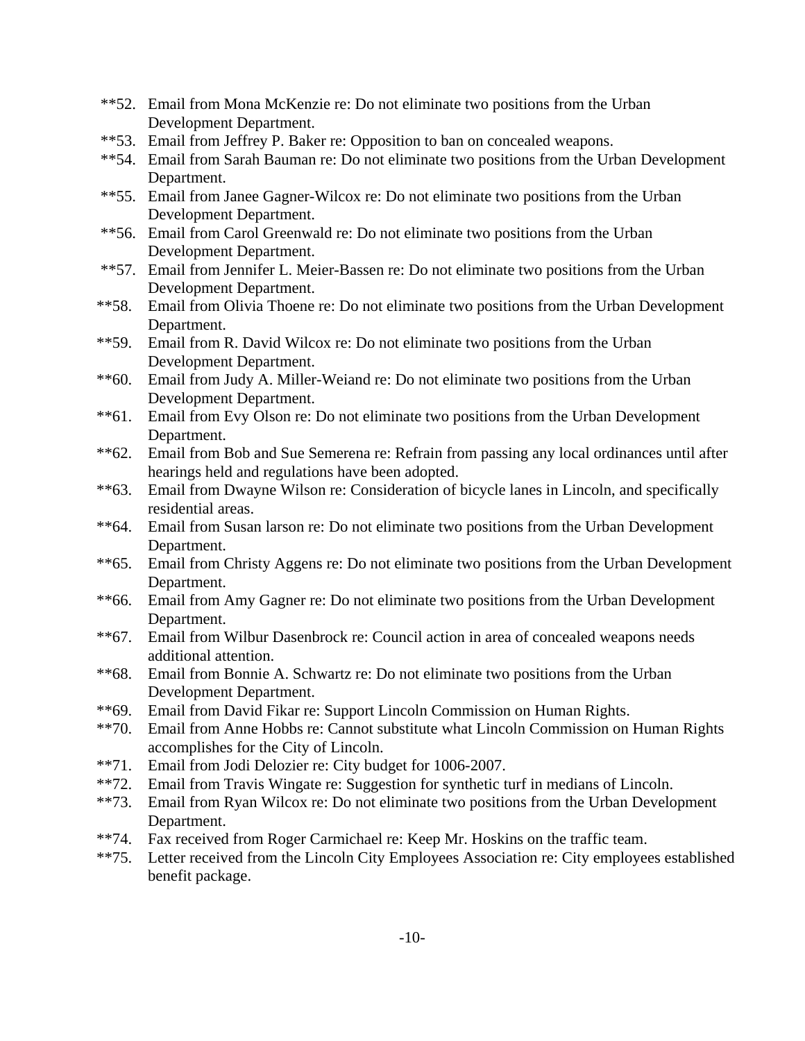**52. Email from Mona McKenzie re: Do not eliminate two positions from the Urban Development Department.
**53. Email from Jeffrey P. Baker re: Opposition to ban on concealed weapons.
**54. Email from Sarah Bauman re: Do not eliminate two positions from the Urban Development Department.
**55. Email from Janee Gagner-Wilcox re: Do not eliminate two positions from the Urban Development Department.
**56. Email from Carol Greenwald re: Do not eliminate two positions from the Urban Development Department.
**57. Email from Jennifer L. Meier-Bassen re: Do not eliminate two positions from the Urban Development Department.
**58. Email from Olivia Thoene re: Do not eliminate two positions from the Urban Development Department.
**59. Email from R. David Wilcox re: Do not eliminate two positions from the Urban Development Department.
**60. Email from Judy A. Miller-Weiand re: Do not eliminate two positions from the Urban Development Department.
**61. Email from Evy Olson re: Do not eliminate two positions from the Urban Development Department.
**62. Email from Bob and Sue Semerena re: Refrain from passing any local ordinances until after hearings held and regulations have been adopted.
**63. Email from Dwayne Wilson re: Consideration of bicycle lanes in Lincoln, and specifically residential areas.
**64. Email from Susan larson re: Do not eliminate two positions from the Urban Development Department.
**65. Email from Christy Aggens re: Do not eliminate two positions from the Urban Development Department.
**66. Email from Amy Gagner re: Do not eliminate two positions from the Urban Development Department.
**67. Email from Wilbur Dasenbrock re: Council action in area of concealed weapons needs additional attention.
**68. Email from Bonnie A. Schwartz re: Do not eliminate two positions from the Urban Development Department.
**69. Email from David Fikar re: Support Lincoln Commission on Human Rights.
**70. Email from Anne Hobbs re: Cannot substitute what Lincoln Commission on Human Rights accomplishes for the City of Lincoln.
**71. Email from Jodi Delozier re: City budget for 1006-2007.
**72. Email from Travis Wingate re: Suggestion for synthetic turf in medians of Lincoln.
**73. Email from Ryan Wilcox re: Do not eliminate two positions from the Urban Development Department.
**74. Fax received from Roger Carmichael re: Keep Mr. Hoskins on the traffic team.
**75. Letter received from the Lincoln City Employees Association re: City employees established benefit package.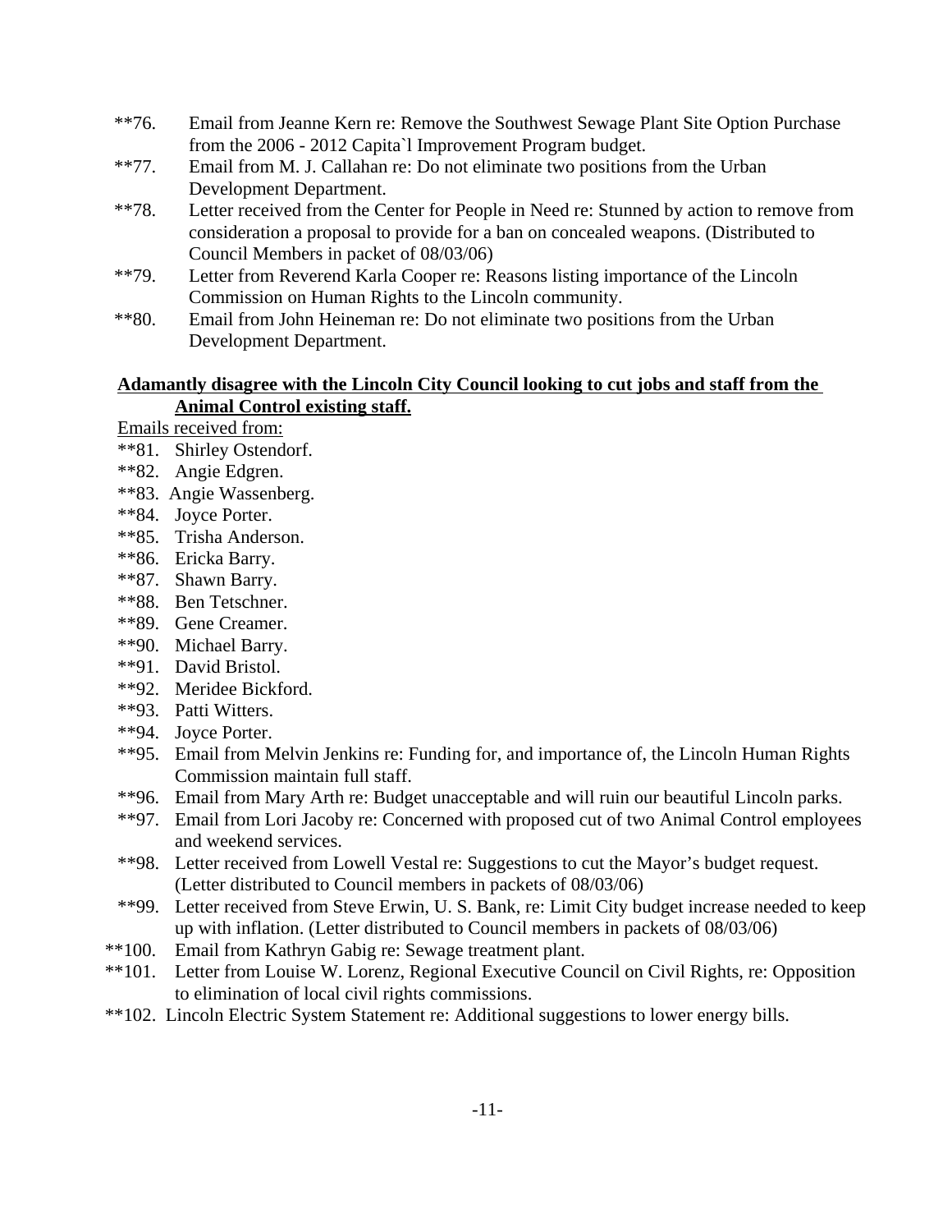**76. Email from Jeanne Kern re: Remove the Southwest Sewage Plant Site Option Purchase from the 2006 - 2012 Capita`l Improvement Program budget.

**77. Email from M. J. Callahan re: Do not eliminate two positions from the Urban Development Department.

**78. Letter received from the Center for People in Need re: Stunned by action to remove from consideration a proposal to provide for a ban on concealed weapons. (Distributed to Council Members in packet of 08/03/06)

**79. Letter from Reverend Karla Cooper re: Reasons listing importance of the Lincoln Commission on Human Rights to the Lincoln community.

**80. Email from John Heineman re: Do not eliminate two positions from the Urban Development Department.

**<u>Adamantly disagree with the Lincoln City Council looking to cut jobs and staff from the Animal Control existing staff.</u>**

<u>Emails received from:</u>

**81. Shirley Ostendorf.

**82. Angie Edgren.

**83. Angie Wassenberg.

**84. Joyce Porter.

**85. Trisha Anderson.

**86. Ericka Barry.

**87. Shawn Barry.

**88. Ben Tetschner.

**89. Gene Creamer.

**90. Michael Barry.

**91. David Bristol.

**92. Meridee Bickford.

**93. Patti Witters.

**94. Joyce Porter.

**95. Email from Melvin Jenkins re: Funding for, and importance of, the Lincoln Human Rights Commission maintain full staff.

**96. Email from Mary Arth re: Budget unacceptable and will ruin our beautiful Lincoln parks.

**97. Email from Lori Jacoby re: Concerned with proposed cut of two Animal Control employees and weekend services.

**98. Letter received from Lowell Vestal re: Suggestions to cut the Mayor's budget request. (Letter distributed to Council members in packets of 08/03/06)

**99. Letter received from Steve Erwin, U. S. Bank, re: Limit City budget increase needed to keep up with inflation. (Letter distributed to Council members in packets of 08/03/06)

**100. Email from Kathryn Gabig re: Sewage treatment plant.

**101. Letter from Louise W. Lorenz, Regional Executive Council on Civil Rights, re: Opposition to elimination of local civil rights commissions.

**102. Lincoln Electric System Statement re: Additional suggestions to lower energy bills.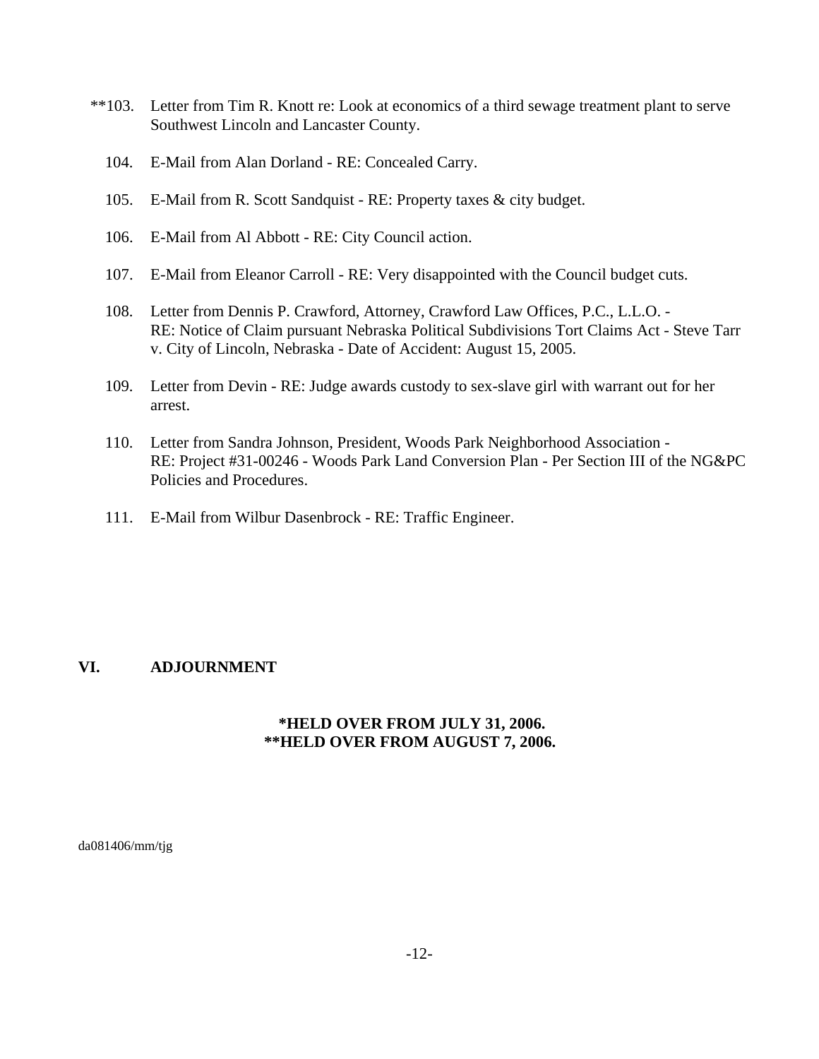**103. Letter from Tim R. Knott re: Look at economics of a third sewage treatment plant to serve Southwest Lincoln and Lancaster County.

104. E-Mail from Alan Dorland - RE: Concealed Carry.

105. E-Mail from R. Scott Sandquist - RE: Property taxes & city budget.

106. E-Mail from Al Abbott - RE: City Council action.

107. E-Mail from Eleanor Carroll - RE: Very disappointed with the Council budget cuts.

108. Letter from Dennis P. Crawford, Attorney, Crawford Law Offices, P.C., L.L.O. - RE: Notice of Claim pursuant Nebraska Political Subdivisions Tort Claims Act - Steve Tarr v. City of Lincoln, Nebraska - Date of Accident: August 15, 2005.

109. Letter from Devin - RE: Judge awards custody to sex-slave girl with warrant out for her arrest.

110. Letter from Sandra Johnson, President, Woods Park Neighborhood Association - RE: Project #31-00246 - Woods Park Land Conversion Plan - Per Section III of the NG&PC Policies and Procedures.

111. E-Mail from Wilbur Dasenbrock - RE: Traffic Engineer.

## VI. ADJOURNMENT

**\*HELD OVER FROM JULY 31, 2006.**
**\*\*HELD OVER FROM AUGUST 7, 2006.**

da081406/mm/tjg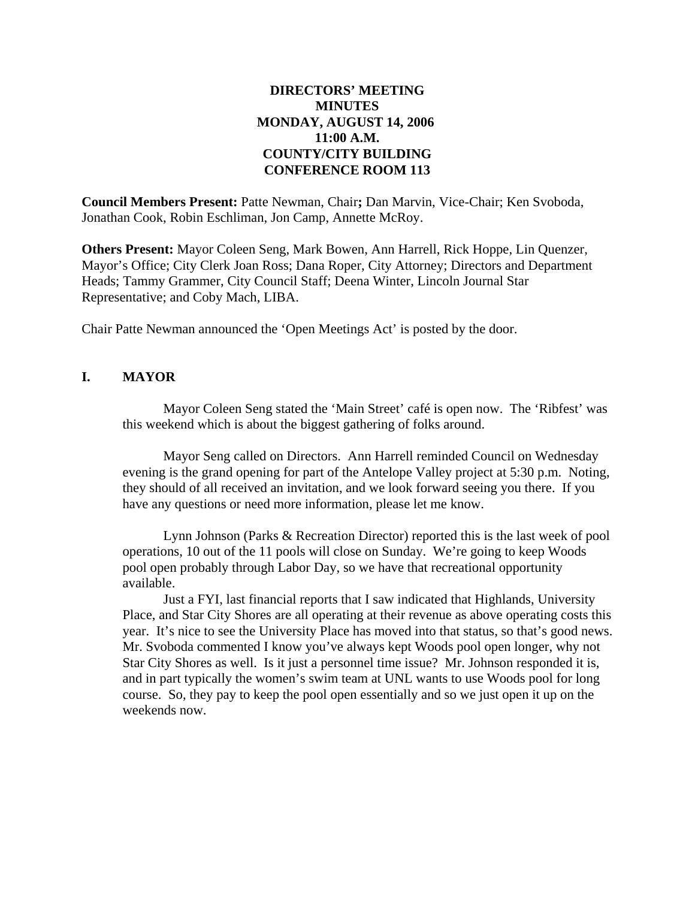**DIRECTORS' MEETING**
**MINUTES**
**MONDAY, AUGUST 14, 2006**
**11:00 A.M.**
**COUNTY/CITY BUILDING**
**CONFERENCE ROOM 113**

**Council Members Present:** Patte Newman, Chair**;** Dan Marvin, Vice-Chair; Ken Svoboda, Jonathan Cook, Robin Eschliman, Jon Camp, Annette McRoy.

**Others Present:** Mayor Coleen Seng, Mark Bowen, Ann Harrell, Rick Hoppe, Lin Quenzer, Mayor's Office; City Clerk Joan Ross; Dana Roper, City Attorney; Directors and Department Heads; Tammy Grammer, City Council Staff; Deena Winter, Lincoln Journal Star Representative; and Coby Mach, LIBA.

Chair Patte Newman announced the 'Open Meetings Act' is posted by the door.

## I. MAYOR

Mayor Coleen Seng stated the 'Main Street' café is open now. The 'Ribfest' was this weekend which is about the biggest gathering of folks around.

Mayor Seng called on Directors. Ann Harrell reminded Council on Wednesday evening is the grand opening for part of the Antelope Valley project at 5:30 p.m. Noting, they should of all received an invitation, and we look forward seeing you there. If you have any questions or need more information, please let me know.

Lynn Johnson (Parks & Recreation Director) reported this is the last week of pool operations, 10 out of the 11 pools will close on Sunday. We're going to keep Woods pool open probably through Labor Day, so we have that recreational opportunity available.

Just a FYI, last financial reports that I saw indicated that Highlands, University Place, and Star City Shores are all operating at their revenue as above operating costs this year. It's nice to see the University Place has moved into that status, so that's good news. Mr. Svoboda commented I know you've always kept Woods pool open longer, why not Star City Shores as well. Is it just a personnel time issue? Mr. Johnson responded it is, and in part typically the women's swim team at UNL wants to use Woods pool for long course. So, they pay to keep the pool open essentially and so we just open it up on the weekends now.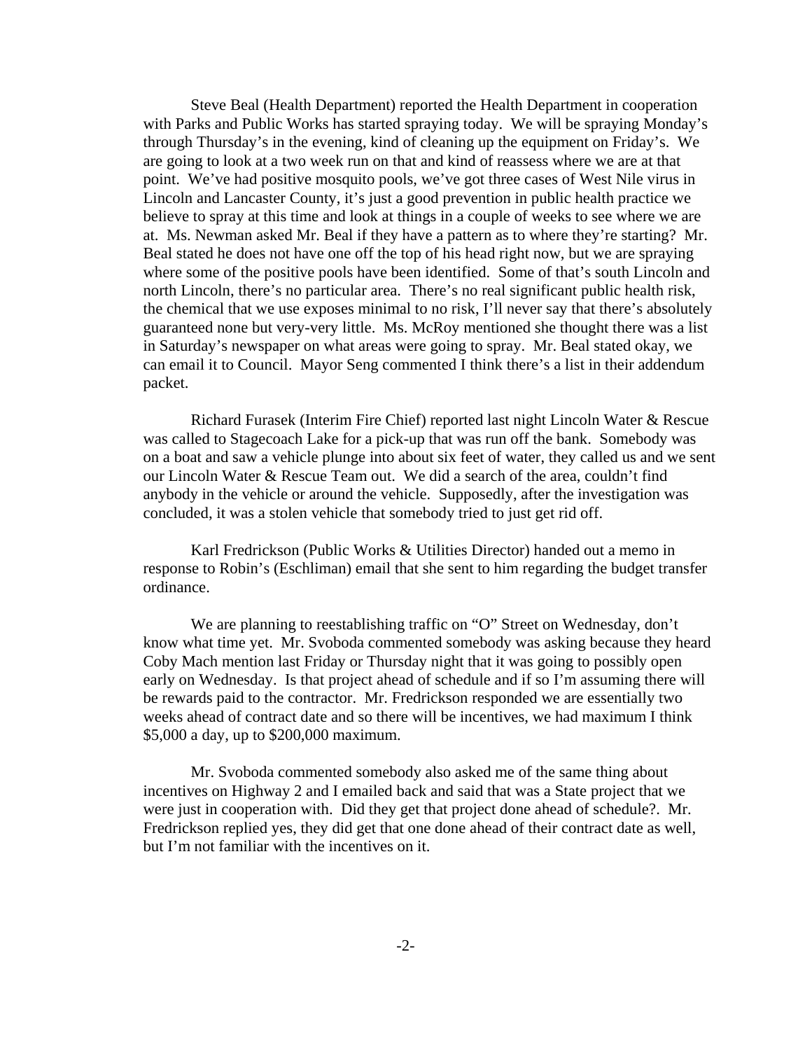Steve Beal (Health Department) reported the Health Department in cooperation with Parks and Public Works has started spraying today. We will be spraying Monday's through Thursday's in the evening, kind of cleaning up the equipment on Friday's. We are going to look at a two week run on that and kind of reassess where we are at that point. We've had positive mosquito pools, we've got three cases of West Nile virus in Lincoln and Lancaster County, it's just a good prevention in public health practice we believe to spray at this time and look at things in a couple of weeks to see where we are at. Ms. Newman asked Mr. Beal if they have a pattern as to where they're starting? Mr. Beal stated he does not have one off the top of his head right now, but we are spraying where some of the positive pools have been identified. Some of that's south Lincoln and north Lincoln, there's no particular area. There's no real significant public health risk, the chemical that we use exposes minimal to no risk, I'll never say that there's absolutely guaranteed none but very-very little. Ms. McRoy mentioned she thought there was a list in Saturday's newspaper on what areas were going to spray. Mr. Beal stated okay, we can email it to Council. Mayor Seng commented I think there's a list in their addendum packet.

Richard Furasek (Interim Fire Chief) reported last night Lincoln Water & Rescue was called to Stagecoach Lake for a pick-up that was run off the bank. Somebody was on a boat and saw a vehicle plunge into about six feet of water, they called us and we sent our Lincoln Water & Rescue Team out. We did a search of the area, couldn't find anybody in the vehicle or around the vehicle. Supposedly, after the investigation was concluded, it was a stolen vehicle that somebody tried to just get rid off.

Karl Fredrickson (Public Works & Utilities Director) handed out a memo in response to Robin's (Eschliman) email that she sent to him regarding the budget transfer ordinance.

We are planning to reestablishing traffic on "O" Street on Wednesday, don't know what time yet. Mr. Svoboda commented somebody was asking because they heard Coby Mach mention last Friday or Thursday night that it was going to possibly open early on Wednesday. Is that project ahead of schedule and if so I'm assuming there will be rewards paid to the contractor. Mr. Fredrickson responded we are essentially two weeks ahead of contract date and so there will be incentives, we had maximum I think $5,000 a day, up to $200,000 maximum.

Mr. Svoboda commented somebody also asked me of the same thing about incentives on Highway 2 and I emailed back and said that was a State project that we were just in cooperation with. Did they get that project done ahead of schedule?. Mr. Fredrickson replied yes, they did get that one done ahead of their contract date as well, but I'm not familiar with the incentives on it.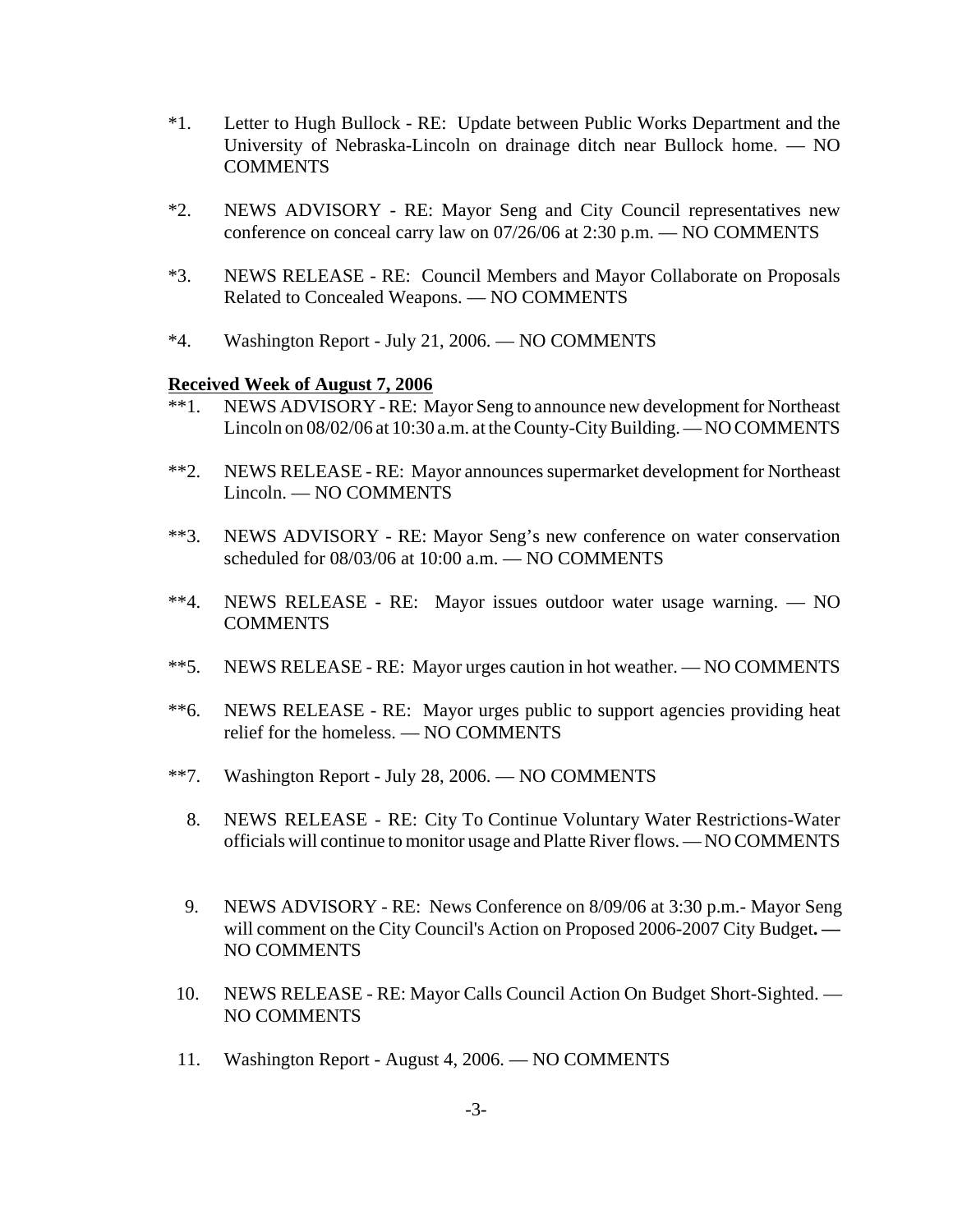*1. Letter to Hugh Bullock - RE: Update between Public Works Department and the University of Nebraska-Lincoln on drainage ditch near Bullock home. — NO COMMENTS

*2. NEWS ADVISORY - RE: Mayor Seng and City Council representatives new conference on conceal carry law on 07/26/06 at 2:30 p.m. — NO COMMENTS

*3. NEWS RELEASE - RE: Council Members and Mayor Collaborate on Proposals Related to Concealed Weapons. — NO COMMENTS

*4. Washington Report - July 21, 2006. — NO COMMENTS

**<u>Received Week of August 7, 2006</u>**

**1. NEWS ADVISORY - RE: Mayor Seng to announce new development for Northeast Lincoln on 08/02/06 at 10:30 a.m. at the County-City Building. — NO COMMENTS

**2. NEWS RELEASE - RE: Mayor announces supermarket development for Northeast Lincoln. — NO COMMENTS

**3. NEWS ADVISORY - RE: Mayor Seng's new conference on water conservation scheduled for 08/03/06 at 10:00 a.m. — NO COMMENTS

**4. NEWS RELEASE - RE: Mayor issues outdoor water usage warning. — NO COMMENTS

**5. NEWS RELEASE - RE: Mayor urges caution in hot weather. — NO COMMENTS

**6. NEWS RELEASE - RE: Mayor urges public to support agencies providing heat relief for the homeless. — NO COMMENTS

**7. Washington Report - July 28, 2006. — NO COMMENTS

8. NEWS RELEASE - RE: City To Continue Voluntary Water Restrictions-Water officials will continue to monitor usage and Platte River flows. — NO COMMENTS

9. NEWS ADVISORY - RE: News Conference on 8/09/06 at 3:30 p.m.- Mayor Seng will comment on the City Council's Action on Proposed 2006-2007 City Budget**. —** NO COMMENTS

10. NEWS RELEASE - RE: Mayor Calls Council Action On Budget Short-Sighted. — NO COMMENTS

11. Washington Report - August 4, 2006. — NO COMMENTS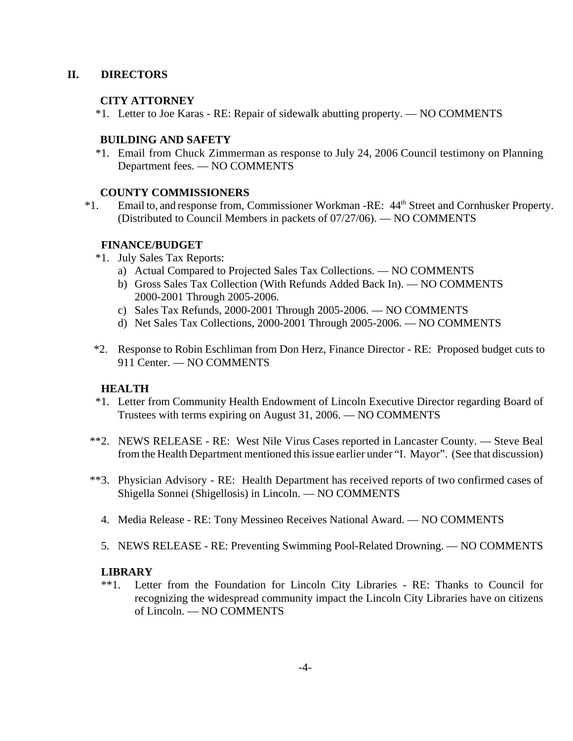## II. DIRECTORS

### CITY ATTORNEY

*1. Letter to Joe Karas - RE: Repair of sidewalk abutting property. — NO COMMENTS

### BUILDING AND SAFETY

*1. Email from Chuck Zimmerman as response to July 24, 2006 Council testimony on Planning Department fees. — NO COMMENTS

### COUNTY COMMISSIONERS

*1. Email to, and response from, Commissioner Workman -RE: 44th Street and Cornhusker Property. (Distributed to Council Members in packets of 07/27/06). — NO COMMENTS

### FINANCE/BUDGET

*1. July Sales Tax Reports:
   a) Actual Compared to Projected Sales Tax Collections. — NO COMMENTS
   b) Gross Sales Tax Collection (With Refunds Added Back In). — NO COMMENTS 2000-2001 Through 2005-2006.
   c) Sales Tax Refunds, 2000-2001 Through 2005-2006. — NO COMMENTS
   d) Net Sales Tax Collections, 2000-2001 Through 2005-2006. — NO COMMENTS

*2. Response to Robin Eschliman from Don Herz, Finance Director - RE: Proposed budget cuts to 911 Center. — NO COMMENTS

### HEALTH

*1. Letter from Community Health Endowment of Lincoln Executive Director regarding Board of Trustees with terms expiring on August 31, 2006. — NO COMMENTS

**2. NEWS RELEASE - RE: West Nile Virus Cases reported in Lancaster County. — Steve Beal from the Health Department mentioned this issue earlier under "I. Mayor". (See that discussion)

**3. Physician Advisory - RE: Health Department has received reports of two confirmed cases of Shigella Sonnei (Shigellosis) in Lincoln. — NO COMMENTS

4. Media Release - RE: Tony Messineo Receives National Award. — NO COMMENTS

5. NEWS RELEASE - RE: Preventing Swimming Pool-Related Drowning. — NO COMMENTS

### LIBRARY

**1. Letter from the Foundation for Lincoln City Libraries - RE: Thanks to Council for recognizing the widespread community impact the Lincoln City Libraries have on citizens of Lincoln. — NO COMMENTS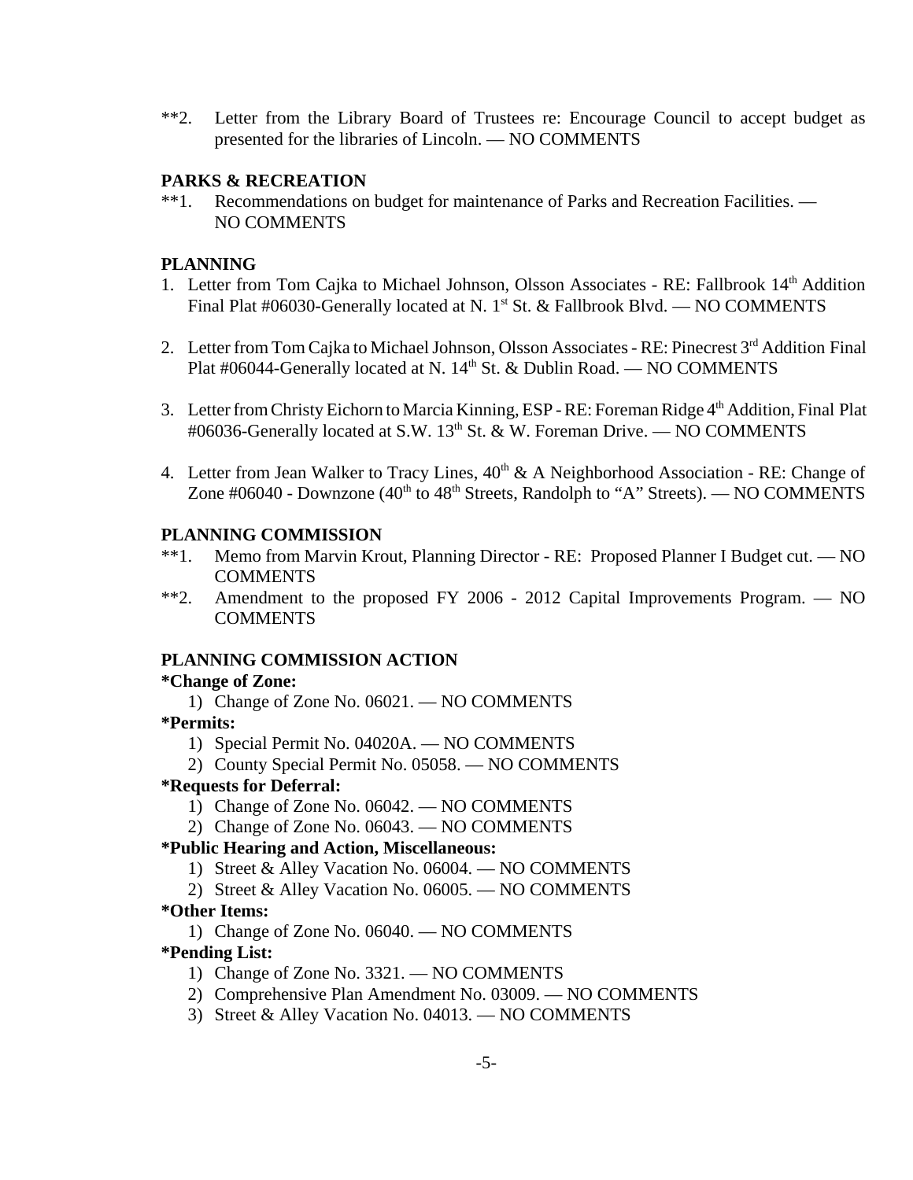**2. Letter from the Library Board of Trustees re: Encourage Council to accept budget as presented for the libraries of Lincoln. — NO COMMENTS

**PARKS & RECREATION**

**1. Recommendations on budget for maintenance of Parks and Recreation Facilities. — NO COMMENTS

**PLANNING**

1. Letter from Tom Cajka to Michael Johnson, Olsson Associates - RE: Fallbrook 14th Addition Final Plat #06030-Generally located at N. 1st St. & Fallbrook Blvd. — NO COMMENTS

2. Letter from Tom Cajka to Michael Johnson, Olsson Associates - RE: Pinecrest 3rd Addition Final Plat #06044-Generally located at N. 14th St. & Dublin Road. — NO COMMENTS

3. Letter from Christy Eichorn to Marcia Kinning, ESP - RE: Foreman Ridge 4th Addition, Final Plat #06036-Generally located at S.W. 13th St. & W. Foreman Drive. — NO COMMENTS

4. Letter from Jean Walker to Tracy Lines, 40th & A Neighborhood Association - RE: Change of Zone #06040 - Downzone (40th to 48th Streets, Randolph to "A" Streets). — NO COMMENTS

**PLANNING COMMISSION**

**1. Memo from Marvin Krout, Planning Director - RE: Proposed Planner I Budget cut. — NO COMMENTS

**2. Amendment to the proposed FY 2006 - 2012 Capital Improvements Program. — NO COMMENTS

**PLANNING COMMISSION ACTION**

***Change of Zone:**

1) Change of Zone No. 06021. — NO COMMENTS

***Permits:**

1) Special Permit No. 04020A. — NO COMMENTS
2) County Special Permit No. 05058. — NO COMMENTS

***Requests for Deferral:**

1) Change of Zone No. 06042. — NO COMMENTS
2) Change of Zone No. 06043. — NO COMMENTS

***Public Hearing and Action, Miscellaneous:**

1) Street & Alley Vacation No. 06004. — NO COMMENTS
2) Street & Alley Vacation No. 06005. — NO COMMENTS

***Other Items:**

1) Change of Zone No. 06040. — NO COMMENTS

***Pending List:**

1) Change of Zone No. 3321. — NO COMMENTS
2) Comprehensive Plan Amendment No. 03009. — NO COMMENTS
3) Street & Alley Vacation No. 04013. — NO COMMENTS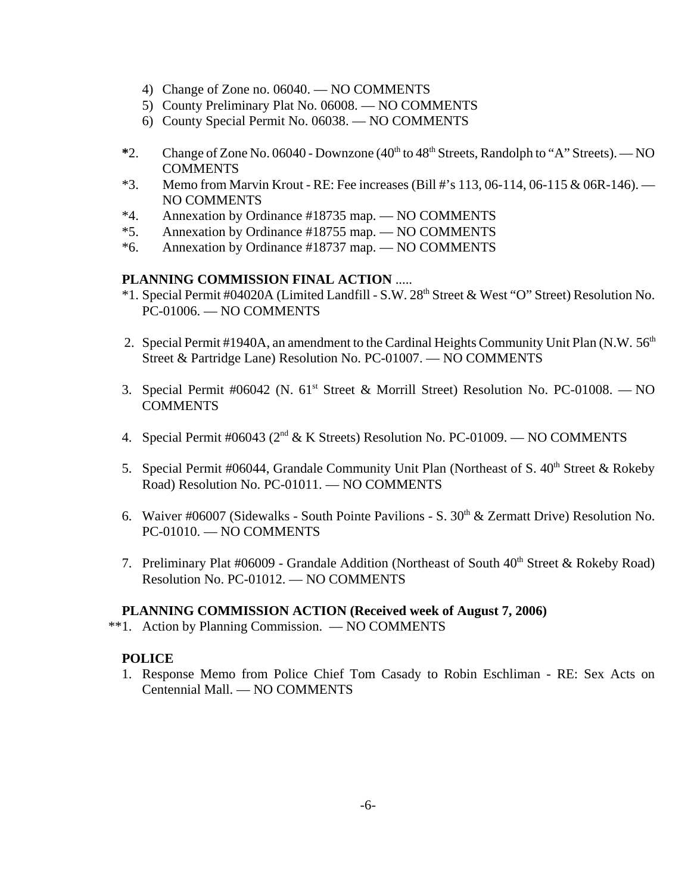4) Change of Zone no. 06040. — NO COMMENTS
5) County Preliminary Plat No. 06008. — NO COMMENTS
6) County Special Permit No. 06038. — NO COMMENTS

**\***2. Change of Zone No. 06040 - Downzone (40th to 48th Streets, Randolph to "A" Streets). — NO COMMENTS

*3. Memo from Marvin Krout - RE: Fee increases (Bill #'s 113, 06-114, 06-115 & 06R-146). — NO COMMENTS

*4. Annexation by Ordinance #18735 map. — NO COMMENTS

*5. Annexation by Ordinance #18755 map. — NO COMMENTS

*6. Annexation by Ordinance #18737 map. — NO COMMENTS

**PLANNING COMMISSION FINAL ACTION** .....

*1. Special Permit #04020A (Limited Landfill - S.W. 28th Street & West "O" Street) Resolution No. PC-01006. — NO COMMENTS

2. Special Permit #1940A, an amendment to the Cardinal Heights Community Unit Plan (N.W. 56th Street & Partridge Lane) Resolution No. PC-01007. — NO COMMENTS

3. Special Permit #06042 (N. 61st Street & Morrill Street) Resolution No. PC-01008. — NO COMMENTS

4. Special Permit #06043 (2nd & K Streets) Resolution No. PC-01009. — NO COMMENTS

5. Special Permit #06044, Grandale Community Unit Plan (Northeast of S. 40th Street & Rokeby Road) Resolution No. PC-01011. — NO COMMENTS

6. Waiver #06007 (Sidewalks - South Pointe Pavilions - S. 30th & Zermatt Drive) Resolution No. PC-01010. — NO COMMENTS

7. Preliminary Plat #06009 - Grandale Addition (Northeast of South 40th Street & Rokeby Road) Resolution No. PC-01012. — NO COMMENTS

**PLANNING COMMISSION ACTION (Received week of August 7, 2006)**

**1. Action by Planning Commission. — NO COMMENTS

**POLICE**

1. Response Memo from Police Chief Tom Casady to Robin Eschliman - RE: Sex Acts on Centennial Mall. — NO COMMENTS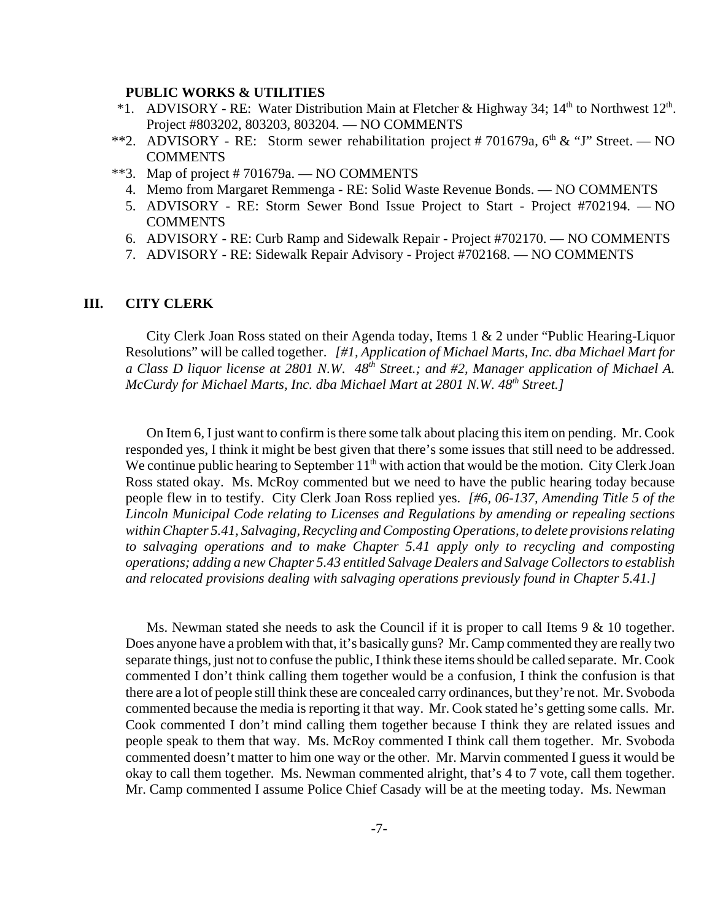**PUBLIC WORKS & UTILITIES**

*1. ADVISORY - RE: Water Distribution Main at Fletcher & Highway 34; 14th to Northwest 12th. Project #803202, 803203, 803204. — NO COMMENTS

**2. ADVISORY - RE: Storm sewer rehabilitation project # 701679a, 6th & "J" Street. — NO COMMENTS

**3. Map of project # 701679a. — NO COMMENTS

4. Memo from Margaret Remmenga - RE: Solid Waste Revenue Bonds. — NO COMMENTS

5. ADVISORY - RE: Storm Sewer Bond Issue Project to Start - Project #702194. — NO COMMENTS

6. ADVISORY - RE: Curb Ramp and Sidewalk Repair - Project #702170. — NO COMMENTS

7. ADVISORY - RE: Sidewalk Repair Advisory - Project #702168. — NO COMMENTS

## III. CITY CLERK

City Clerk Joan Ross stated on their Agenda today, Items 1 & 2 under "Public Hearing-Liquor Resolutions" will be called together. *[#1, Application of Michael Marts, Inc. dba Michael Mart for a Class D liquor license at 2801 N.W. 48th Street.; and #2, Manager application of Michael A. McCurdy for Michael Marts, Inc. dba Michael Mart at 2801 N.W. 48th Street.]*

On Item 6, I just want to confirm is there some talk about placing this item on pending. Mr. Cook responded yes, I think it might be best given that there's some issues that still need to be addressed. We continue public hearing to September 11th with action that would be the motion. City Clerk Joan Ross stated okay. Ms. McRoy commented but we need to have the public hearing today because people flew in to testify. City Clerk Joan Ross replied yes. *[#6, 06-137, Amending Title 5 of the Lincoln Municipal Code relating to Licenses and Regulations by amending or repealing sections within Chapter 5.41, Salvaging, Recycling and Composting Operations, to delete provisions relating to salvaging operations and to make Chapter 5.41 apply only to recycling and composting operations; adding a new Chapter 5.43 entitled Salvage Dealers and Salvage Collectors to establish and relocated provisions dealing with salvaging operations previously found in Chapter 5.41.]*

Ms. Newman stated she needs to ask the Council if it is proper to call Items 9 & 10 together. Does anyone have a problem with that, it's basically guns? Mr. Camp commented they are really two separate things, just not to confuse the public, I think these items should be called separate. Mr. Cook commented I don't think calling them together would be a confusion, I think the confusion is that there are a lot of people still think these are concealed carry ordinances, but they're not. Mr. Svoboda commented because the media is reporting it that way. Mr. Cook stated he's getting some calls. Mr. Cook commented I don't mind calling them together because I think they are related issues and people speak to them that way. Ms. McRoy commented I think call them together. Mr. Svoboda commented doesn't matter to him one way or the other. Mr. Marvin commented I guess it would be okay to call them together. Ms. Newman commented alright, that's 4 to 7 vote, call them together. Mr. Camp commented I assume Police Chief Casady will be at the meeting today. Ms. Newman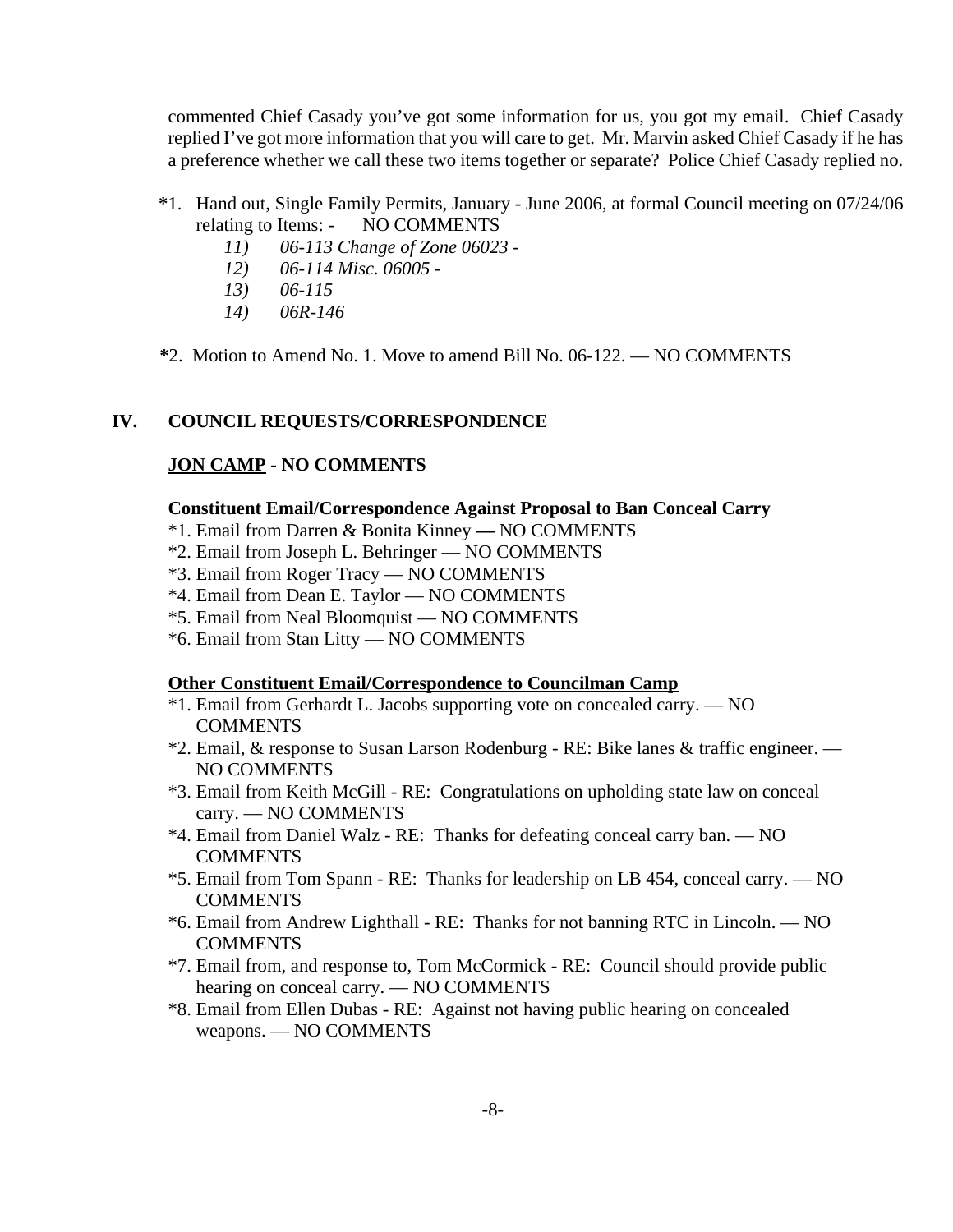commented Chief Casady you've got some information for us, you got my email. Chief Casady replied I've got more information that you will care to get. Mr. Marvin asked Chief Casady if he has a preference whether we call these two items together or separate? Police Chief Casady replied no.

*1. Hand out, Single Family Permits, January - June 2006, at formal Council meeting on 07/24/06 relating to Items: - NO COMMENTS
   *11) 06-113 Change of Zone 06023 -*
   *12) 06-114 Misc. 06005 -*
   *13) 06-115*
   *14) 06R-146*

*2. Motion to Amend No. 1. Move to amend Bill No. 06-122. — NO COMMENTS

## IV. COUNCIL REQUESTS/CORRESPONDENCE

**JON CAMP - NO COMMENTS**

**Constituent Email/Correspondence Against Proposal to Ban Conceal Carry**

*1. Email from Darren & Bonita Kinney — NO COMMENTS
*2. Email from Joseph L. Behringer — NO COMMENTS
*3. Email from Roger Tracy — NO COMMENTS
*4. Email from Dean E. Taylor — NO COMMENTS
*5. Email from Neal Bloomquist — NO COMMENTS
*6. Email from Stan Litty — NO COMMENTS

**Other Constituent Email/Correspondence to Councilman Camp**

*1. Email from Gerhardt L. Jacobs supporting vote on concealed carry. — NO COMMENTS
*2. Email, & response to Susan Larson Rodenburg - RE: Bike lanes & traffic engineer. — NO COMMENTS
*3. Email from Keith McGill - RE: Congratulations on upholding state law on conceal carry. — NO COMMENTS
*4. Email from Daniel Walz - RE: Thanks for defeating conceal carry ban. — NO COMMENTS
*5. Email from Tom Spann - RE: Thanks for leadership on LB 454, conceal carry. — NO COMMENTS
*6. Email from Andrew Lighthall - RE: Thanks for not banning RTC in Lincoln. — NO COMMENTS
*7. Email from, and response to, Tom McCormick - RE: Council should provide public hearing on conceal carry. — NO COMMENTS
*8. Email from Ellen Dubas - RE: Against not having public hearing on concealed weapons. — NO COMMENTS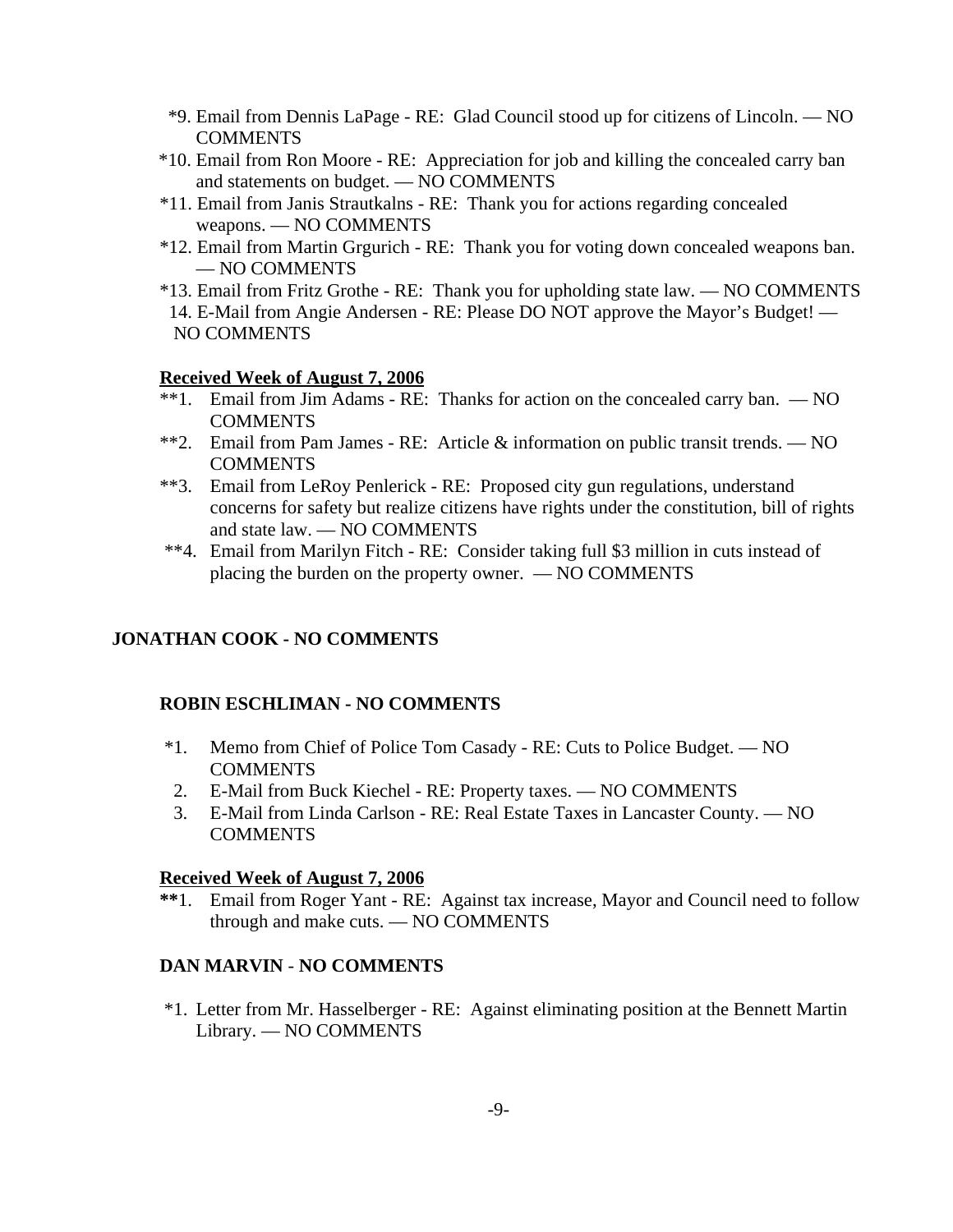*9. Email from Dennis LaPage - RE: Glad Council stood up for citizens of Lincoln. — NO COMMENTS

*10. Email from Ron Moore - RE: Appreciation for job and killing the concealed carry ban and statements on budget. — NO COMMENTS

*11. Email from Janis Strautkalns - RE: Thank you for actions regarding concealed weapons. — NO COMMENTS

*12. Email from Martin Grgurich - RE: Thank you for voting down concealed weapons ban. — NO COMMENTS

*13. Email from Fritz Grothe - RE: Thank you for upholding state law. — NO COMMENTS

14. E-Mail from Angie Andersen - RE: Please DO NOT approve the Mayor's Budget! — NO COMMENTS

**<u>Received Week of August 7, 2006</u>**

**1. Email from Jim Adams - RE: Thanks for action on the concealed carry ban. — NO COMMENTS

**2. Email from Pam James - RE: Article & information on public transit trends. — NO COMMENTS

**3. Email from LeRoy Penlerick - RE: Proposed city gun regulations, understand concerns for safety but realize citizens have rights under the constitution, bill of rights and state law. — NO COMMENTS

**4. Email from Marilyn Fitch - RE: Consider taking full $3 million in cuts instead of placing the burden on the property owner. — NO COMMENTS

**JONATHAN COOK - NO COMMENTS**

**ROBIN ESCHLIMAN - NO COMMENTS**

*1. Memo from Chief of Police Tom Casady - RE: Cuts to Police Budget. — NO COMMENTS

2. E-Mail from Buck Kiechel - RE: Property taxes. — NO COMMENTS

3. E-Mail from Linda Carlson - RE: Real Estate Taxes in Lancaster County. — NO COMMENTS

**<u>Received Week of August 7, 2006</u>**

**1. Email from Roger Yant - RE: Against tax increase, Mayor and Council need to follow through and make cuts. — NO COMMENTS

**DAN MARVIN - NO COMMENTS**

*1. Letter from Mr. Hasselberger - RE: Against eliminating position at the Bennett Martin Library. — NO COMMENTS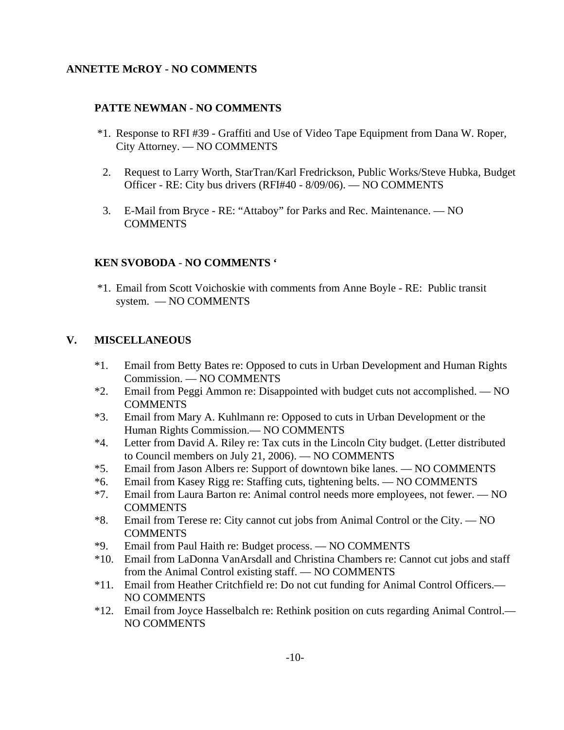**ANNETTE McROY - NO COMMENTS**

**PATTE NEWMAN - NO COMMENTS**

*1. Response to RFI #39 - Graffiti and Use of Video Tape Equipment from Dana W. Roper, City Attorney. — NO COMMENTS

2. Request to Larry Worth, StarTran/Karl Fredrickson, Public Works/Steve Hubka, Budget Officer - RE: City bus drivers (RFI#40 - 8/09/06). — NO COMMENTS

3. E-Mail from Bryce - RE: "Attaboy" for Parks and Rec. Maintenance. — NO COMMENTS

**KEN SVOBODA - NO COMMENTS '**

*1. Email from Scott Voichoskie with comments from Anne Boyle - RE: Public transit system. — NO COMMENTS

## V. MISCELLANEOUS

*1. Email from Betty Bates re: Opposed to cuts in Urban Development and Human Rights Commission. — NO COMMENTS

*2. Email from Peggi Ammon re: Disappointed with budget cuts not accomplished. — NO COMMENTS

*3. Email from Mary A. Kuhlmann re: Opposed to cuts in Urban Development or the Human Rights Commission.— NO COMMENTS

*4. Letter from David A. Riley re: Tax cuts in the Lincoln City budget. (Letter distributed to Council members on July 21, 2006). — NO COMMENTS

*5. Email from Jason Albers re: Support of downtown bike lanes. — NO COMMENTS

*6. Email from Kasey Rigg re: Staffing cuts, tightening belts. — NO COMMENTS

*7. Email from Laura Barton re: Animal control needs more employees, not fewer. — NO COMMENTS

*8. Email from Terese re: City cannot cut jobs from Animal Control or the City. — NO COMMENTS

*9. Email from Paul Haith re: Budget process. — NO COMMENTS

*10. Email from LaDonna VanArsdall and Christina Chambers re: Cannot cut jobs and staff from the Animal Control existing staff. — NO COMMENTS

*11. Email from Heather Critchfield re: Do not cut funding for Animal Control Officers.— NO COMMENTS

*12. Email from Joyce Hasselbalch re: Rethink position on cuts regarding Animal Control.— NO COMMENTS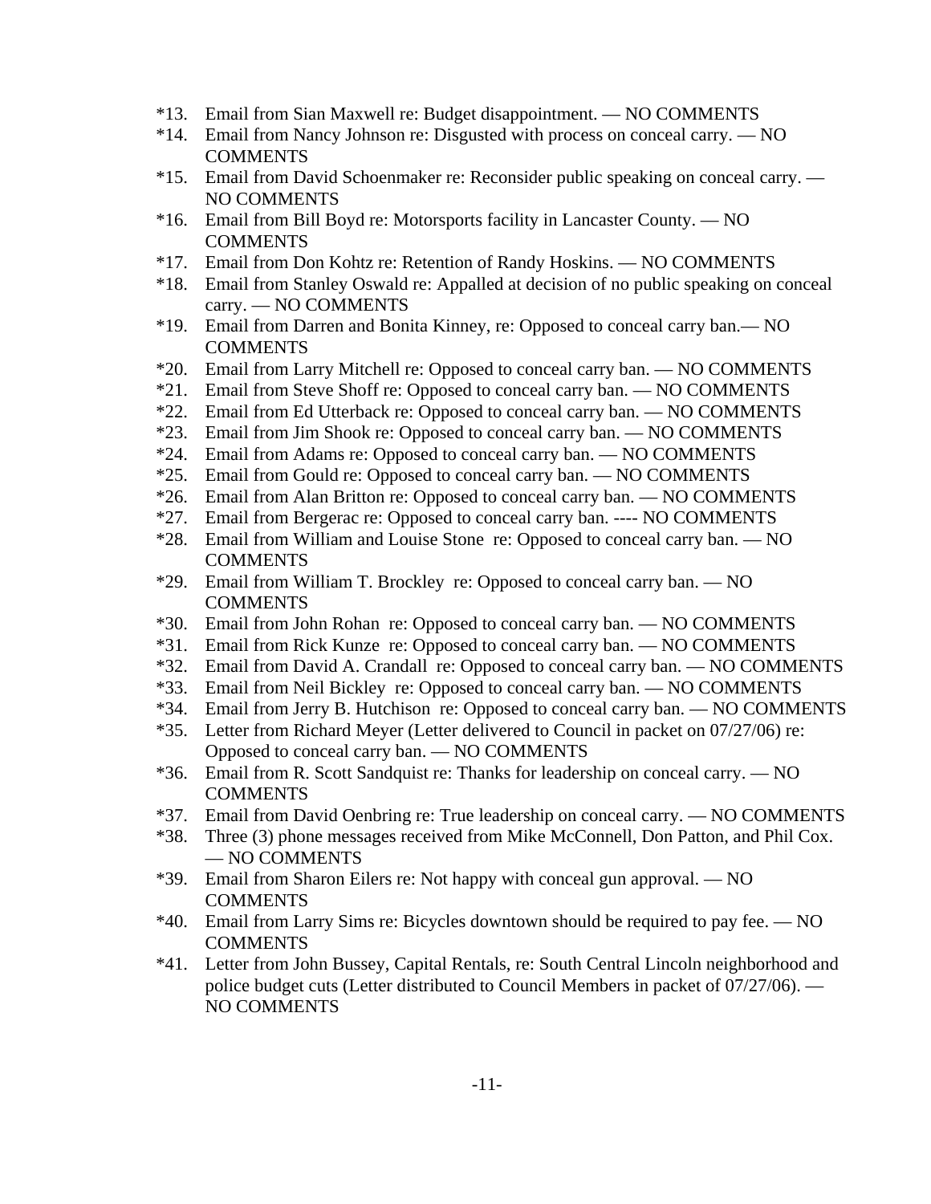*13. Email from Sian Maxwell re: Budget disappointment. — NO COMMENTS

*14. Email from Nancy Johnson re: Disgusted with process on conceal carry. — NO COMMENTS

*15. Email from David Schoenmaker re: Reconsider public speaking on conceal carry. — NO COMMENTS

*16. Email from Bill Boyd re: Motorsports facility in Lancaster County. — NO COMMENTS

*17. Email from Don Kohtz re: Retention of Randy Hoskins. — NO COMMENTS

*18. Email from Stanley Oswald re: Appalled at decision of no public speaking on conceal carry. — NO COMMENTS

*19. Email from Darren and Bonita Kinney, re: Opposed to conceal carry ban.— NO COMMENTS

*20. Email from Larry Mitchell re: Opposed to conceal carry ban. — NO COMMENTS

*21. Email from Steve Shoff re: Opposed to conceal carry ban. — NO COMMENTS

*22. Email from Ed Utterback re: Opposed to conceal carry ban. — NO COMMENTS

*23. Email from Jim Shook re: Opposed to conceal carry ban. — NO COMMENTS

*24. Email from Adams re: Opposed to conceal carry ban. — NO COMMENTS

*25. Email from Gould re: Opposed to conceal carry ban. — NO COMMENTS

*26. Email from Alan Britton re: Opposed to conceal carry ban. — NO COMMENTS

*27. Email from Bergerac re: Opposed to conceal carry ban. ---- NO COMMENTS

*28. Email from William and Louise Stone re: Opposed to conceal carry ban. — NO COMMENTS

*29. Email from William T. Brockley re: Opposed to conceal carry ban. — NO COMMENTS

*30. Email from John Rohan re: Opposed to conceal carry ban. — NO COMMENTS

*31. Email from Rick Kunze re: Opposed to conceal carry ban. — NO COMMENTS

*32. Email from David A. Crandall re: Opposed to conceal carry ban. — NO COMMENTS

*33. Email from Neil Bickley re: Opposed to conceal carry ban. — NO COMMENTS

*34. Email from Jerry B. Hutchison re: Opposed to conceal carry ban. — NO COMMENTS

*35. Letter from Richard Meyer (Letter delivered to Council in packet on 07/27/06) re: Opposed to conceal carry ban. — NO COMMENTS

*36. Email from R. Scott Sandquist re: Thanks for leadership on conceal carry. — NO COMMENTS

*37. Email from David Oenbring re: True leadership on conceal carry. — NO COMMENTS

*38. Three (3) phone messages received from Mike McConnell, Don Patton, and Phil Cox. — NO COMMENTS

*39. Email from Sharon Eilers re: Not happy with conceal gun approval. — NO COMMENTS

*40. Email from Larry Sims re: Bicycles downtown should be required to pay fee. — NO COMMENTS

*41. Letter from John Bussey, Capital Rentals, re: South Central Lincoln neighborhood and police budget cuts (Letter distributed to Council Members in packet of 07/27/06). — NO COMMENTS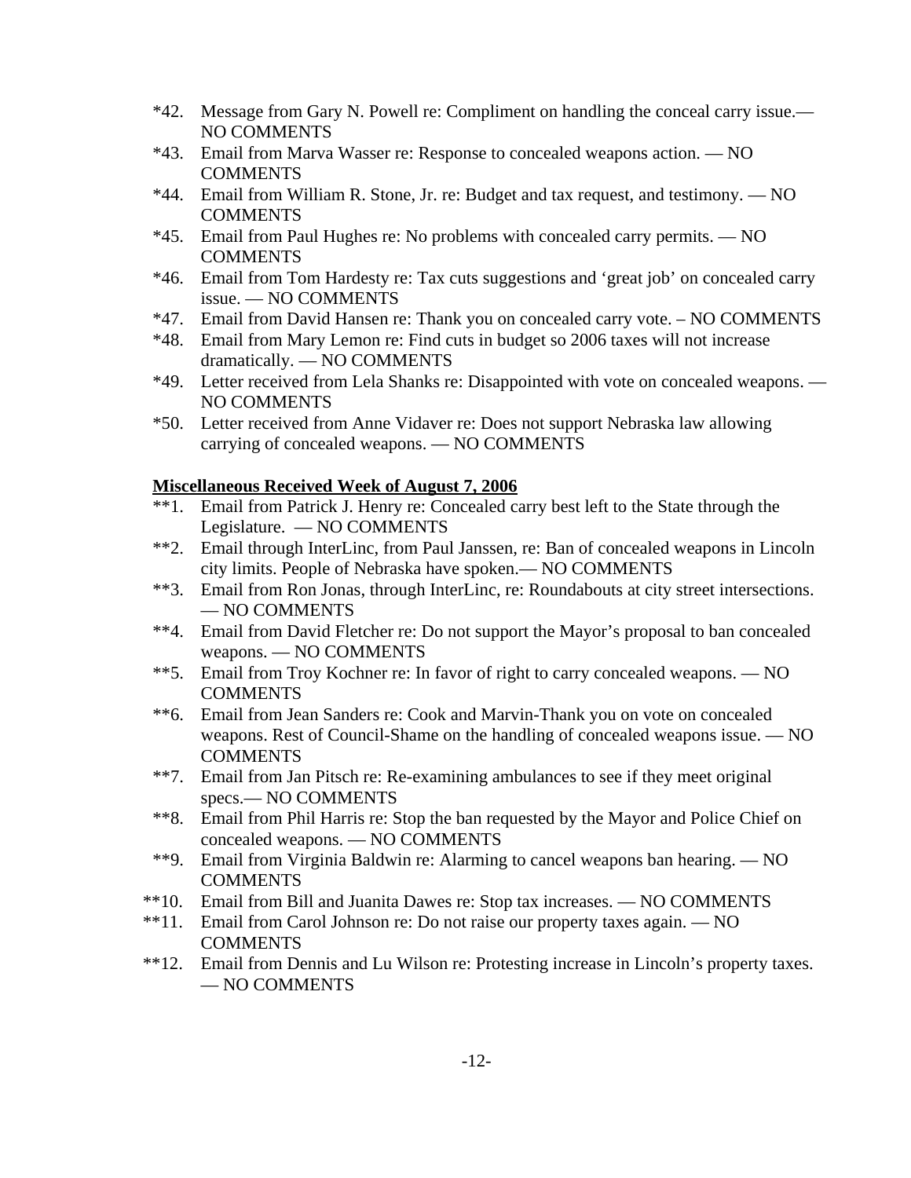*42. Message from Gary N. Powell re: Compliment on handling the conceal carry issue.— NO COMMENTS

*43. Email from Marva Wasser re: Response to concealed weapons action. — NO COMMENTS

*44. Email from William R. Stone, Jr. re: Budget and tax request, and testimony. — NO COMMENTS

*45. Email from Paul Hughes re: No problems with concealed carry permits. — NO COMMENTS

*46. Email from Tom Hardesty re: Tax cuts suggestions and 'great job' on concealed carry issue. — NO COMMENTS

*47. Email from David Hansen re: Thank you on concealed carry vote. – NO COMMENTS

*48. Email from Mary Lemon re: Find cuts in budget so 2006 taxes will not increase dramatically. — NO COMMENTS

*49. Letter received from Lela Shanks re: Disappointed with vote on concealed weapons. — NO COMMENTS

*50. Letter received from Anne Vidaver re: Does not support Nebraska law allowing carrying of concealed weapons. — NO COMMENTS

**<u>Miscellaneous Received Week of August 7, 2006</u>**

**1. Email from Patrick J. Henry re: Concealed carry best left to the State through the Legislature. — NO COMMENTS

**2. Email through InterLinc, from Paul Janssen, re: Ban of concealed weapons in Lincoln city limits. People of Nebraska have spoken.— NO COMMENTS

**3. Email from Ron Jonas, through InterLinc, re: Roundabouts at city street intersections. — NO COMMENTS

**4. Email from David Fletcher re: Do not support the Mayor's proposal to ban concealed weapons. — NO COMMENTS

**5. Email from Troy Kochner re: In favor of right to carry concealed weapons. — NO COMMENTS

**6. Email from Jean Sanders re: Cook and Marvin-Thank you on vote on concealed weapons. Rest of Council-Shame on the handling of concealed weapons issue. — NO COMMENTS

**7. Email from Jan Pitsch re: Re-examining ambulances to see if they meet original specs.— NO COMMENTS

**8. Email from Phil Harris re: Stop the ban requested by the Mayor and Police Chief on concealed weapons. — NO COMMENTS

**9. Email from Virginia Baldwin re: Alarming to cancel weapons ban hearing. — NO COMMENTS

**10. Email from Bill and Juanita Dawes re: Stop tax increases. — NO COMMENTS

**11. Email from Carol Johnson re: Do not raise our property taxes again. — NO COMMENTS

**12. Email from Dennis and Lu Wilson re: Protesting increase in Lincoln's property taxes. — NO COMMENTS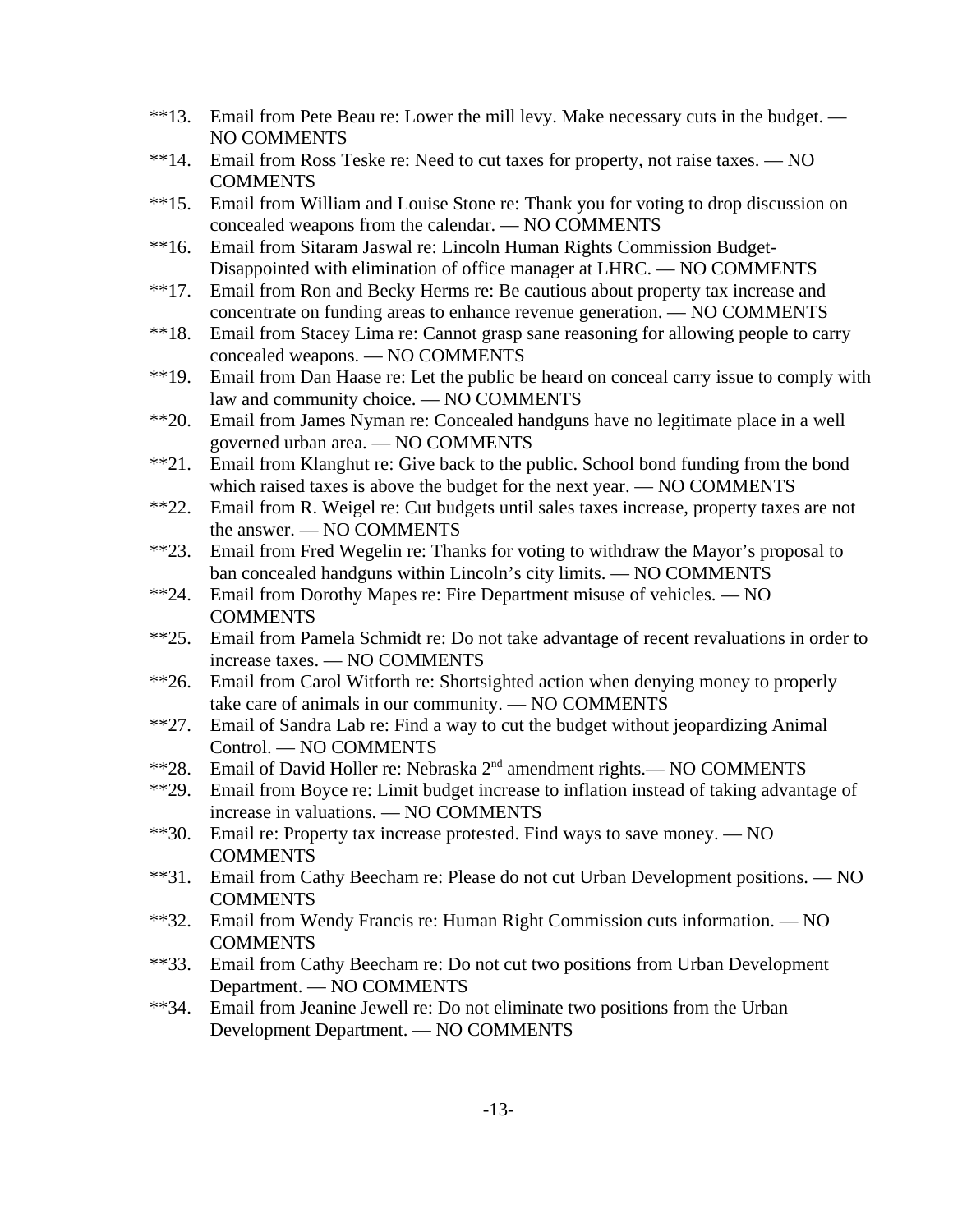**13. Email from Pete Beau re: Lower the mill levy. Make necessary cuts in the budget. — NO COMMENTS

**14. Email from Ross Teske re: Need to cut taxes for property, not raise taxes. — NO COMMENTS

**15. Email from William and Louise Stone re: Thank you for voting to drop discussion on concealed weapons from the calendar. — NO COMMENTS

**16. Email from Sitaram Jaswal re: Lincoln Human Rights Commission Budget-Disappointed with elimination of office manager at LHRC. — NO COMMENTS

**17. Email from Ron and Becky Herms re: Be cautious about property tax increase and concentrate on funding areas to enhance revenue generation. — NO COMMENTS

**18. Email from Stacey Lima re: Cannot grasp sane reasoning for allowing people to carry concealed weapons. — NO COMMENTS

**19. Email from Dan Haase re: Let the public be heard on conceal carry issue to comply with law and community choice. — NO COMMENTS

**20. Email from James Nyman re: Concealed handguns have no legitimate place in a well governed urban area. — NO COMMENTS

**21. Email from Klanghut re: Give back to the public. School bond funding from the bond which raised taxes is above the budget for the next year. — NO COMMENTS

**22. Email from R. Weigel re: Cut budgets until sales taxes increase, property taxes are not the answer. — NO COMMENTS

**23. Email from Fred Wegelin re: Thanks for voting to withdraw the Mayor's proposal to ban concealed handguns within Lincoln's city limits. — NO COMMENTS

**24. Email from Dorothy Mapes re: Fire Department misuse of vehicles. — NO COMMENTS

**25. Email from Pamela Schmidt re: Do not take advantage of recent revaluations in order to increase taxes. — NO COMMENTS

**26. Email from Carol Witforth re: Shortsighted action when denying money to properly take care of animals in our community. — NO COMMENTS

**27. Email of Sandra Lab re: Find a way to cut the budget without jeopardizing Animal Control. — NO COMMENTS

**28. Email of David Holler re: Nebraska 2nd amendment rights.— NO COMMENTS

**29. Email from Boyce re: Limit budget increase to inflation instead of taking advantage of increase in valuations. — NO COMMENTS

**30. Email re: Property tax increase protested. Find ways to save money. — NO COMMENTS

**31. Email from Cathy Beecham re: Please do not cut Urban Development positions. — NO COMMENTS

**32. Email from Wendy Francis re: Human Right Commission cuts information. — NO COMMENTS

**33. Email from Cathy Beecham re: Do not cut two positions from Urban Development Department. — NO COMMENTS

**34. Email from Jeanine Jewell re: Do not eliminate two positions from the Urban Development Department. — NO COMMENTS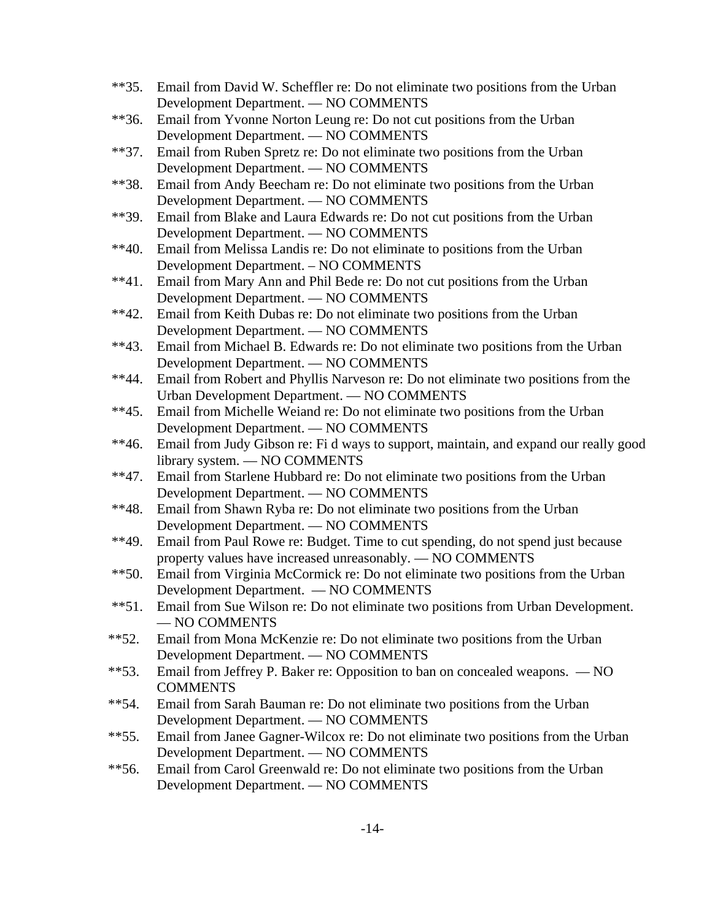**35. Email from David W. Scheffler re: Do not eliminate two positions from the Urban Development Department. — NO COMMENTS

**36. Email from Yvonne Norton Leung re: Do not cut positions from the Urban Development Department. — NO COMMENTS

**37. Email from Ruben Spretz re: Do not eliminate two positions from the Urban Development Department. — NO COMMENTS

**38. Email from Andy Beecham re: Do not eliminate two positions from the Urban Development Department. — NO COMMENTS

**39. Email from Blake and Laura Edwards re: Do not cut positions from the Urban Development Department. — NO COMMENTS

**40. Email from Melissa Landis re: Do not eliminate to positions from the Urban Development Department. – NO COMMENTS

**41. Email from Mary Ann and Phil Bede re: Do not cut positions from the Urban Development Department. — NO COMMENTS

**42. Email from Keith Dubas re: Do not eliminate two positions from the Urban Development Department. — NO COMMENTS

**43. Email from Michael B. Edwards re: Do not eliminate two positions from the Urban Development Department. — NO COMMENTS

**44. Email from Robert and Phyllis Narveson re: Do not eliminate two positions from the Urban Development Department. — NO COMMENTS

**45. Email from Michelle Weiand re: Do not eliminate two positions from the Urban Development Department. — NO COMMENTS

**46. Email from Judy Gibson re: Fi d ways to support, maintain, and expand our really good library system. — NO COMMENTS

**47. Email from Starlene Hubbard re: Do not eliminate two positions from the Urban Development Department. — NO COMMENTS

**48. Email from Shawn Ryba re: Do not eliminate two positions from the Urban Development Department. — NO COMMENTS

**49. Email from Paul Rowe re: Budget. Time to cut spending, do not spend just because property values have increased unreasonably. — NO COMMENTS

**50. Email from Virginia McCormick re: Do not eliminate two positions from the Urban Development Department. — NO COMMENTS

**51. Email from Sue Wilson re: Do not eliminate two positions from Urban Development. — NO COMMENTS

**52. Email from Mona McKenzie re: Do not eliminate two positions from the Urban Development Department. — NO COMMENTS

**53. Email from Jeffrey P. Baker re: Opposition to ban on concealed weapons. — NO COMMENTS

**54. Email from Sarah Bauman re: Do not eliminate two positions from the Urban Development Department. — NO COMMENTS

**55. Email from Janee Gagner-Wilcox re: Do not eliminate two positions from the Urban Development Department. — NO COMMENTS

**56. Email from Carol Greenwald re: Do not eliminate two positions from the Urban Development Department. — NO COMMENTS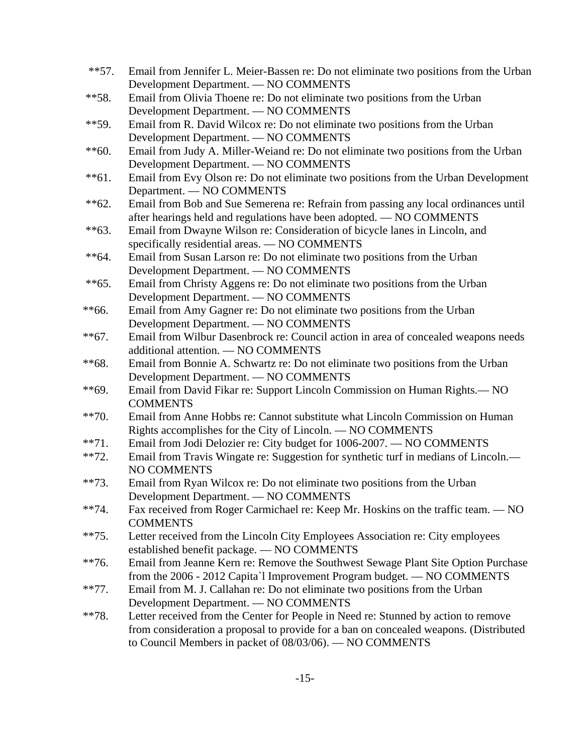**57. Email from Jennifer L. Meier-Bassen re: Do not eliminate two positions from the Urban Development Department. — NO COMMENTS

**58. Email from Olivia Thoene re: Do not eliminate two positions from the Urban Development Department. — NO COMMENTS

**59. Email from R. David Wilcox re: Do not eliminate two positions from the Urban Development Department. — NO COMMENTS

**60. Email from Judy A. Miller-Weiand re: Do not eliminate two positions from the Urban Development Department. — NO COMMENTS

**61. Email from Evy Olson re: Do not eliminate two positions from the Urban Development Department. — NO COMMENTS

**62. Email from Bob and Sue Semerena re: Refrain from passing any local ordinances until after hearings held and regulations have been adopted. — NO COMMENTS

**63. Email from Dwayne Wilson re: Consideration of bicycle lanes in Lincoln, and specifically residential areas. — NO COMMENTS

**64. Email from Susan Larson re: Do not eliminate two positions from the Urban Development Department. — NO COMMENTS

**65. Email from Christy Aggens re: Do not eliminate two positions from the Urban Development Department. — NO COMMENTS

**66. Email from Amy Gagner re: Do not eliminate two positions from the Urban Development Department. — NO COMMENTS

**67. Email from Wilbur Dasenbrock re: Council action in area of concealed weapons needs additional attention. — NO COMMENTS

**68. Email from Bonnie A. Schwartz re: Do not eliminate two positions from the Urban Development Department. — NO COMMENTS

**69. Email from David Fikar re: Support Lincoln Commission on Human Rights.— NO COMMENTS

**70. Email from Anne Hobbs re: Cannot substitute what Lincoln Commission on Human Rights accomplishes for the City of Lincoln. — NO COMMENTS

**71. Email from Jodi Delozier re: City budget for 1006-2007. — NO COMMENTS

**72. Email from Travis Wingate re: Suggestion for synthetic turf in medians of Lincoln.— NO COMMENTS

**73. Email from Ryan Wilcox re: Do not eliminate two positions from the Urban Development Department. — NO COMMENTS

**74. Fax received from Roger Carmichael re: Keep Mr. Hoskins on the traffic team. — NO COMMENTS

**75. Letter received from the Lincoln City Employees Association re: City employees established benefit package. — NO COMMENTS

**76. Email from Jeanne Kern re: Remove the Southwest Sewage Plant Site Option Purchase from the 2006 - 2012 Capita`l Improvement Program budget. — NO COMMENTS

**77. Email from M. J. Callahan re: Do not eliminate two positions from the Urban Development Department. — NO COMMENTS

**78. Letter received from the Center for People in Need re: Stunned by action to remove from consideration a proposal to provide for a ban on concealed weapons. (Distributed to Council Members in packet of 08/03/06). — NO COMMENTS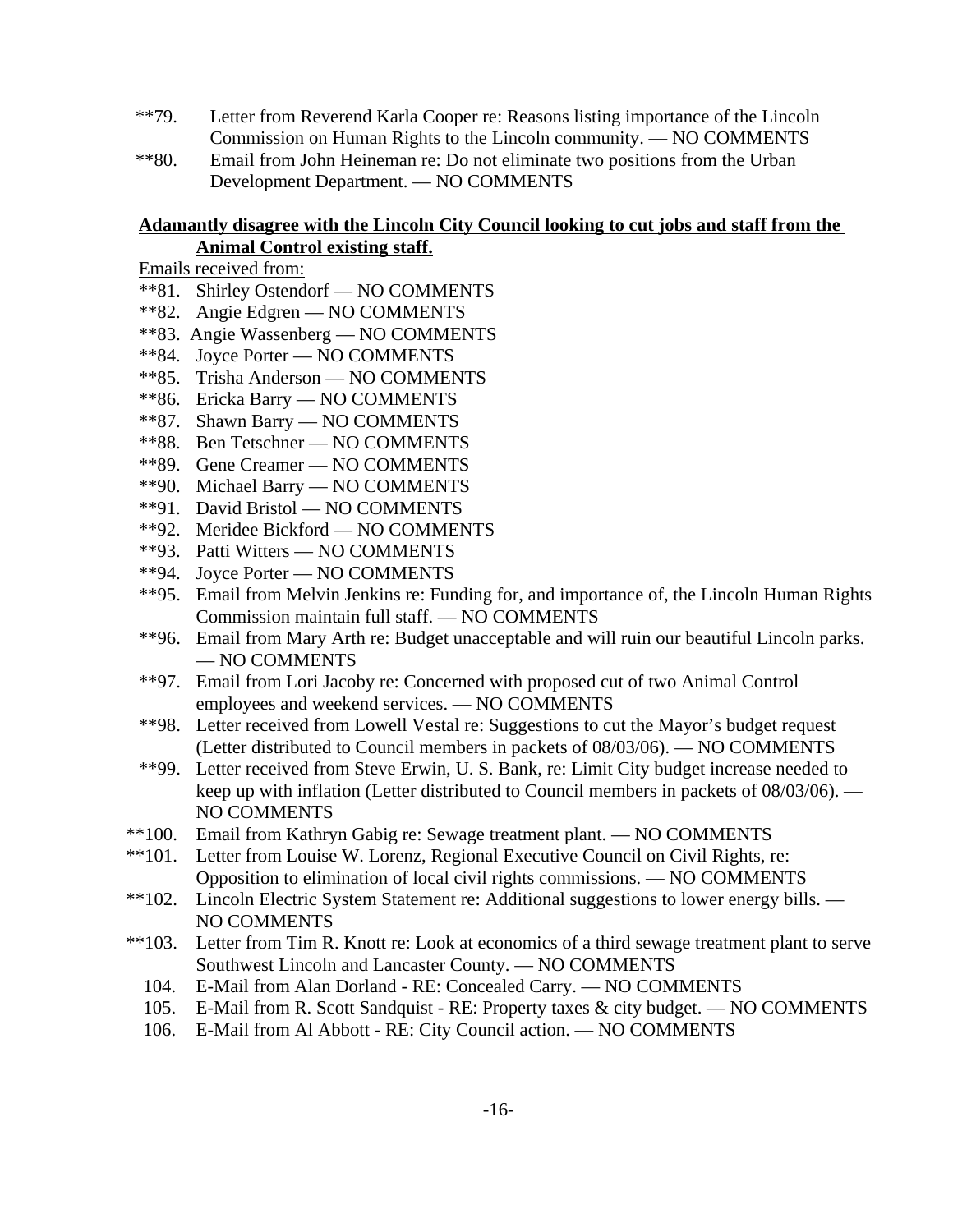**79. Letter from Reverend Karla Cooper re: Reasons listing importance of the Lincoln Commission on Human Rights to the Lincoln community. — NO COMMENTS

**80. Email from John Heineman re: Do not eliminate two positions from the Urban Development Department. — NO COMMENTS

**<u>Adamantly disagree with the Lincoln City Council looking to cut jobs and staff from the Animal Control existing staff.</u>**

<u>Emails received from:</u>

**81. Shirley Ostendorf — NO COMMENTS
**82. Angie Edgren — NO COMMENTS
**83. Angie Wassenberg — NO COMMENTS
**84. Joyce Porter — NO COMMENTS
**85. Trisha Anderson — NO COMMENTS
**86. Ericka Barry — NO COMMENTS
**87. Shawn Barry — NO COMMENTS
**88. Ben Tetschner — NO COMMENTS
**89. Gene Creamer — NO COMMENTS
**90. Michael Barry — NO COMMENTS
**91. David Bristol — NO COMMENTS
**92. Meridee Bickford — NO COMMENTS
**93. Patti Witters — NO COMMENTS
**94. Joyce Porter — NO COMMENTS
**95. Email from Melvin Jenkins re: Funding for, and importance of, the Lincoln Human Rights Commission maintain full staff. — NO COMMENTS
**96. Email from Mary Arth re: Budget unacceptable and will ruin our beautiful Lincoln parks. — NO COMMENTS
**97. Email from Lori Jacoby re: Concerned with proposed cut of two Animal Control employees and weekend services. — NO COMMENTS
**98. Letter received from Lowell Vestal re: Suggestions to cut the Mayor's budget request (Letter distributed to Council members in packets of 08/03/06). — NO COMMENTS
**99. Letter received from Steve Erwin, U. S. Bank, re: Limit City budget increase needed to keep up with inflation (Letter distributed to Council members in packets of 08/03/06). — NO COMMENTS
**100. Email from Kathryn Gabig re: Sewage treatment plant. — NO COMMENTS
**101. Letter from Louise W. Lorenz, Regional Executive Council on Civil Rights, re: Opposition to elimination of local civil rights commissions. — NO COMMENTS
**102. Lincoln Electric System Statement re: Additional suggestions to lower energy bills. — NO COMMENTS
**103. Letter from Tim R. Knott re: Look at economics of a third sewage treatment plant to serve Southwest Lincoln and Lancaster County. — NO COMMENTS
104. E-Mail from Alan Dorland - RE: Concealed Carry. — NO COMMENTS
105. E-Mail from R. Scott Sandquist - RE: Property taxes & city budget. — NO COMMENTS
106. E-Mail from Al Abbott - RE: City Council action. — NO COMMENTS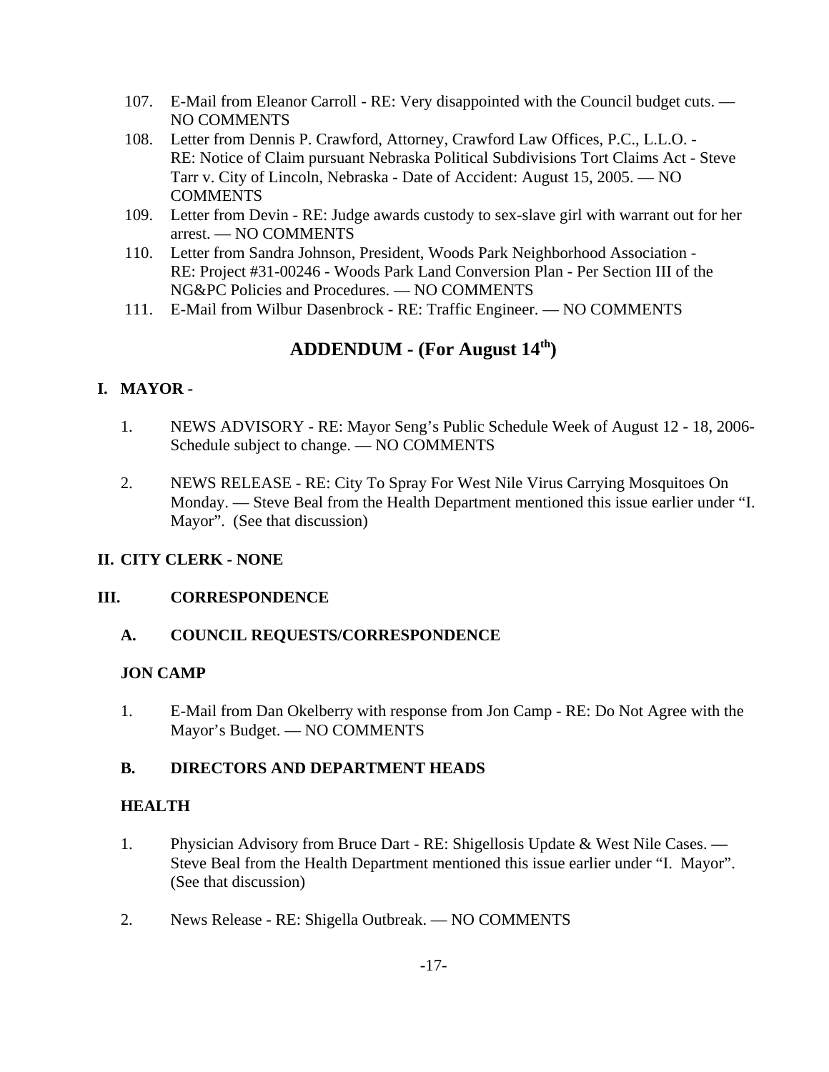107. E-Mail from Eleanor Carroll - RE: Very disappointed with the Council budget cuts. — NO COMMENTS
108. Letter from Dennis P. Crawford, Attorney, Crawford Law Offices, P.C., L.L.O. - RE: Notice of Claim pursuant Nebraska Political Subdivisions Tort Claims Act - Steve Tarr v. City of Lincoln, Nebraska - Date of Accident: August 15, 2005. — NO COMMENTS
109. Letter from Devin - RE: Judge awards custody to sex-slave girl with warrant out for her arrest. — NO COMMENTS
110. Letter from Sandra Johnson, President, Woods Park Neighborhood Association - RE: Project #31-00246 - Woods Park Land Conversion Plan - Per Section III of the NG&PC Policies and Procedures. — NO COMMENTS
111. E-Mail from Wilbur Dasenbrock - RE: Traffic Engineer. — NO COMMENTS

## ADDENDUM - (For August 14th)

### I. MAYOR -

1. NEWS ADVISORY - RE: Mayor Seng's Public Schedule Week of August 12 - 18, 2006- Schedule subject to change. — NO COMMENTS

2. NEWS RELEASE - RE: City To Spray For West Nile Virus Carrying Mosquitoes On Monday. — Steve Beal from the Health Department mentioned this issue earlier under "I. Mayor". (See that discussion)

### II. CITY CLERK - NONE

### III. CORRESPONDENCE

#### A. COUNCIL REQUESTS/CORRESPONDENCE

**JON CAMP**

1. E-Mail from Dan Okelberry with response from Jon Camp - RE: Do Not Agree with the Mayor's Budget. — NO COMMENTS

#### B. DIRECTORS AND DEPARTMENT HEADS

**HEALTH**

1. Physician Advisory from Bruce Dart - RE: Shigellosis Update & West Nile Cases. — Steve Beal from the Health Department mentioned this issue earlier under "I. Mayor". (See that discussion)

2. News Release - RE: Shigella Outbreak. — NO COMMENTS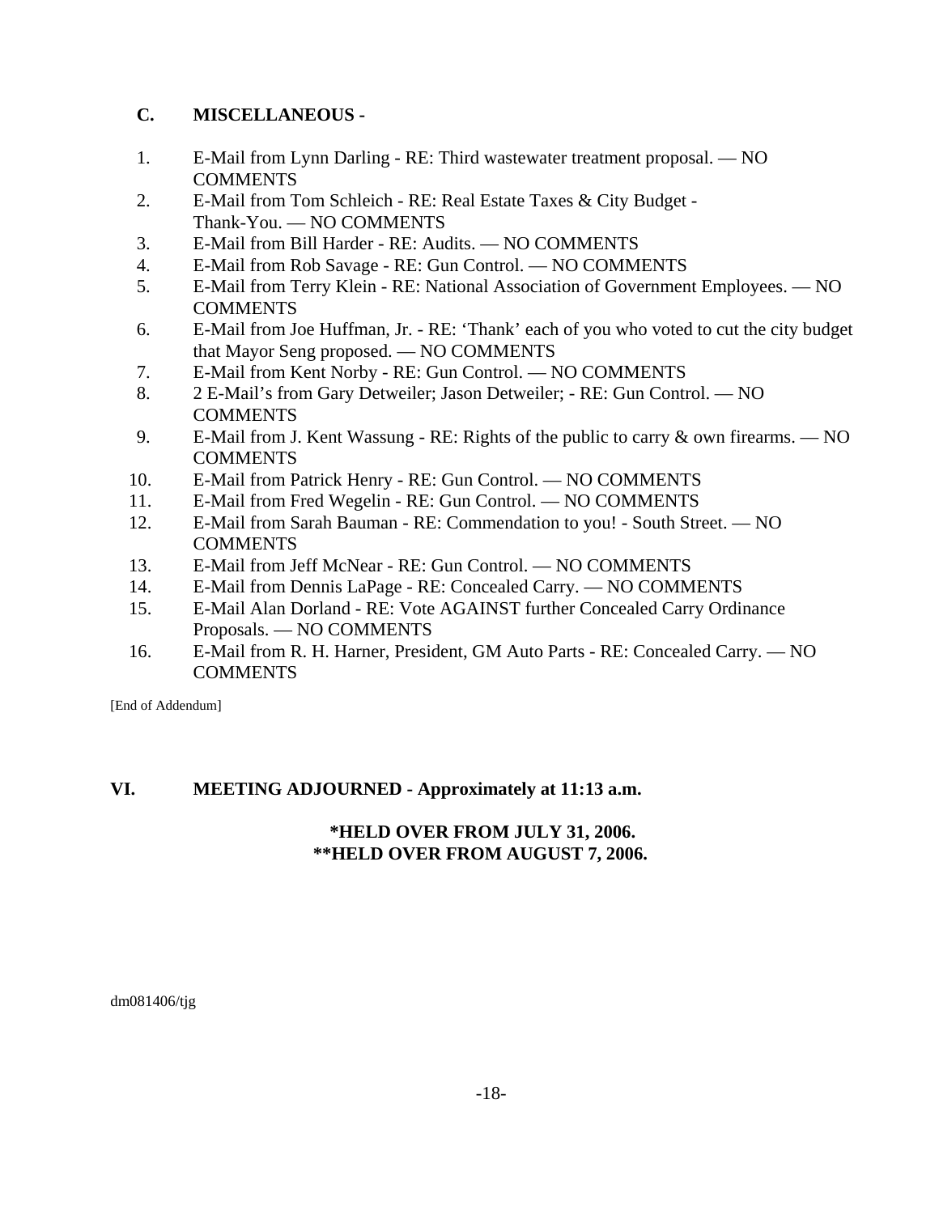### C. MISCELLANEOUS -

1. E-Mail from Lynn Darling - RE: Third wastewater treatment proposal. — NO COMMENTS
2. E-Mail from Tom Schleich - RE: Real Estate Taxes & City Budget - Thank-You. — NO COMMENTS
3. E-Mail from Bill Harder - RE: Audits. — NO COMMENTS
4. E-Mail from Rob Savage - RE: Gun Control. — NO COMMENTS
5. E-Mail from Terry Klein - RE: National Association of Government Employees. — NO COMMENTS
6. E-Mail from Joe Huffman, Jr. - RE: 'Thank' each of you who voted to cut the city budget that Mayor Seng proposed. — NO COMMENTS
7. E-Mail from Kent Norby - RE: Gun Control. — NO COMMENTS
8. 2 E-Mail's from Gary Detweiler; Jason Detweiler; - RE: Gun Control. — NO COMMENTS
9. E-Mail from J. Kent Wassung - RE: Rights of the public to carry & own firearms. — NO COMMENTS
10. E-Mail from Patrick Henry - RE: Gun Control. — NO COMMENTS
11. E-Mail from Fred Wegelin - RE: Gun Control. — NO COMMENTS
12. E-Mail from Sarah Bauman - RE: Commendation to you! - South Street. — NO COMMENTS
13. E-Mail from Jeff McNear - RE: Gun Control. — NO COMMENTS
14. E-Mail from Dennis LaPage - RE: Concealed Carry. — NO COMMENTS
15. E-Mail Alan Dorland - RE: Vote AGAINST further Concealed Carry Ordinance Proposals. — NO COMMENTS
16. E-Mail from R. H. Harner, President, GM Auto Parts - RE: Concealed Carry. — NO COMMENTS

[End of Addendum]

## VI. MEETING ADJOURNED - Approximately at 11:13 a.m.

**\*HELD OVER FROM JULY 31, 2006.**
**\*\*HELD OVER FROM AUGUST 7, 2006.**

dm081406/tjg